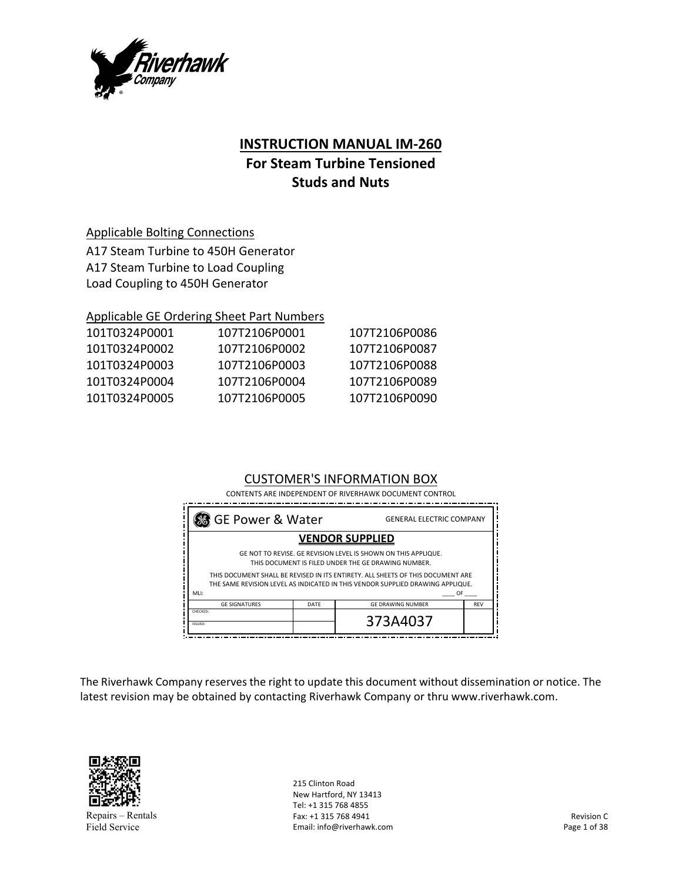# INSTRUCTION MANUAL IM-260
## For Steam Turbine Tensioned Studs and Nuts

Applicable Bolting Connections

A17 Steam Turbine to 450H Generator
A17 Steam Turbine to Load Coupling
Load Coupling to 450H Generator

Applicable GE Ordering Sheet Part Numbers

| | | |
|---|---|---|
| 101T0324P0001 | 107T2106P0001 | 107T2106P0086 |
| 101T0324P0002 | 107T2106P0002 | 107T2106P0087 |
| 101T0324P0003 | 107T2106P0003 | 107T2106P0088 |
| 101T0324P0004 | 107T2106P0004 | 107T2106P0089 |
| 101T0324P0005 | 107T2106P0005 | 107T2106P0090 |

CUSTOMER'S INFORMATION BOX

CONTENTS ARE INDEPENDENT OF RIVERHAWK DOCUMENT CONTROL

GE Power & Water — GENERAL ELECTRIC COMPANY

**VENDOR SUPPLIED**

GE NOT TO REVISE. GE REVISION LEVEL IS SHOWN ON THIS APPLIQUE. THIS DOCUMENT IS FILED UNDER THE GE DRAWING NUMBER.

THIS DOCUMENT SHALL BE REVISED IN ITS ENTIRETY. ALL SHEETS OF THIS DOCUMENT ARE THE SAME REVISION LEVEL AS INDICATED IN THIS VENDOR SUPPLIED DRAWING APPLIQUE.

MLI: ____ OF ____

| GE SIGNATURES | DATE | GE DRAWING NUMBER | REV |
|---|---|---|---|
| CHECKED: | | 373A4037 | |
| ISSUED: | | | |

The Riverhawk Company reserves the right to update this document without dissemination or notice. The latest revision may be obtained by contacting Riverhawk Company or thru www.riverhawk.com.

Repairs – Rentals
Field Service

215 Clinton Road
New Hartford, NY 13413
Tel: +1 315 768 4855
Fax: +1 315 768 4941
Email: info@riverhawk.com

Revision C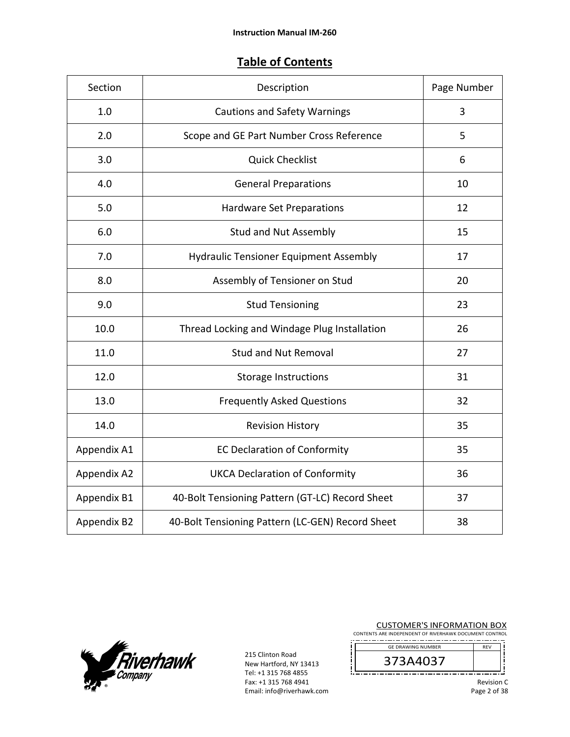## Table of Contents

| Section | Description | Page Number |
|---|---|---|
| 1.0 | Cautions and Safety Warnings | 3 |
| 2.0 | Scope and GE Part Number Cross Reference | 5 |
| 3.0 | Quick Checklist | 6 |
| 4.0 | General Preparations | 10 |
| 5.0 | Hardware Set Preparations | 12 |
| 6.0 | Stud and Nut Assembly | 15 |
| 7.0 | Hydraulic Tensioner Equipment Assembly | 17 |
| 8.0 | Assembly of Tensioner on Stud | 20 |
| 9.0 | Stud Tensioning | 23 |
| 10.0 | Thread Locking and Windage Plug Installation | 26 |
| 11.0 | Stud and Nut Removal | 27 |
| 12.0 | Storage Instructions | 31 |
| 13.0 | Frequently Asked Questions | 32 |
| 14.0 | Revision History | 35 |
| Appendix A1 | EC Declaration of Conformity | 35 |
| Appendix A2 | UKCA Declaration of Conformity | 36 |
| Appendix B1 | 40-Bolt Tensioning Pattern (GT-LC) Record Sheet | 37 |
| Appendix B2 | 40-Bolt Tensioning Pattern (LC-GEN) Record Sheet | 38 |

215 Clinton Road
New Hartford, NY 13413
Tel: +1 315 768 4855
Fax: +1 315 768 4941
Email: info@riverhawk.com

CUSTOMER'S INFORMATION BOX
CONTENTS ARE INDEPENDENT OF RIVERHAWK DOCUMENT CONTROL

| GE DRAWING NUMBER | REV |
|---|---|
| 373A4037 | |

Revision C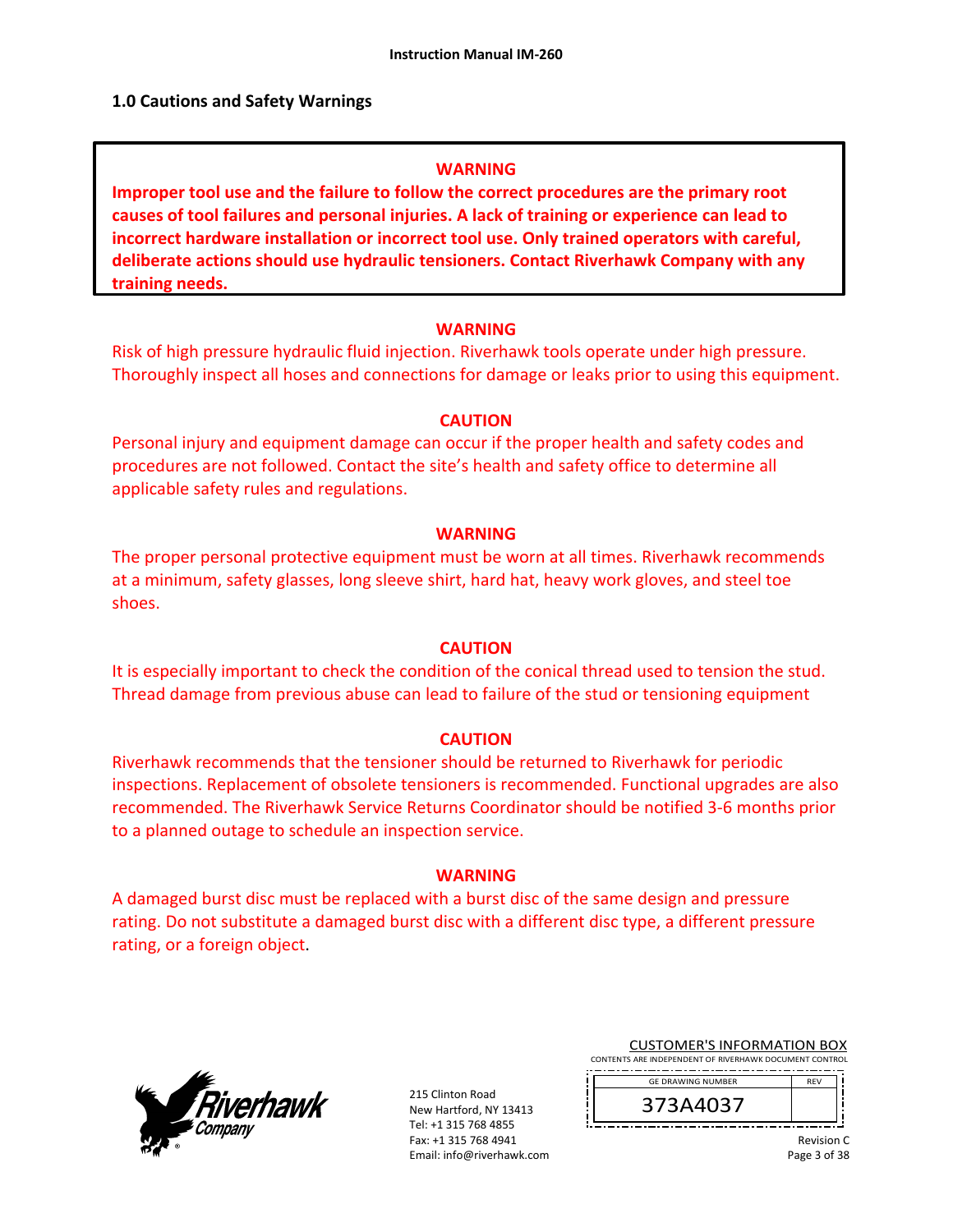## 1.0 Cautions and Safety Warnings

**WARNING**

**Improper tool use and the failure to follow the correct procedures are the primary root causes of tool failures and personal injuries. A lack of training or experience can lead to incorrect hardware installation or incorrect tool use. Only trained operators with careful, deliberate actions should use hydraulic tensioners. Contact Riverhawk Company with any training needs.**

**WARNING**

Risk of high pressure hydraulic fluid injection. Riverhawk tools operate under high pressure. Thoroughly inspect all hoses and connections for damage or leaks prior to using this equipment.

**CAUTION**

Personal injury and equipment damage can occur if the proper health and safety codes and procedures are not followed. Contact the site's health and safety office to determine all applicable safety rules and regulations.

**WARNING**

The proper personal protective equipment must be worn at all times. Riverhawk recommends at a minimum, safety glasses, long sleeve shirt, hard hat, heavy work gloves, and steel toe shoes.

**CAUTION**

It is especially important to check the condition of the conical thread used to tension the stud. Thread damage from previous abuse can lead to failure of the stud or tensioning equipment

**CAUTION**

Riverhawk recommends that the tensioner should be returned to Riverhawk for periodic inspections. Replacement of obsolete tensioners is recommended. Functional upgrades are also recommended. The Riverhawk Service Returns Coordinator should be notified 3-6 months prior to a planned outage to schedule an inspection service.

**WARNING**

A damaged burst disc must be replaced with a burst disc of the same design and pressure rating. Do not substitute a damaged burst disc with a different disc type, a different pressure rating, or a foreign object.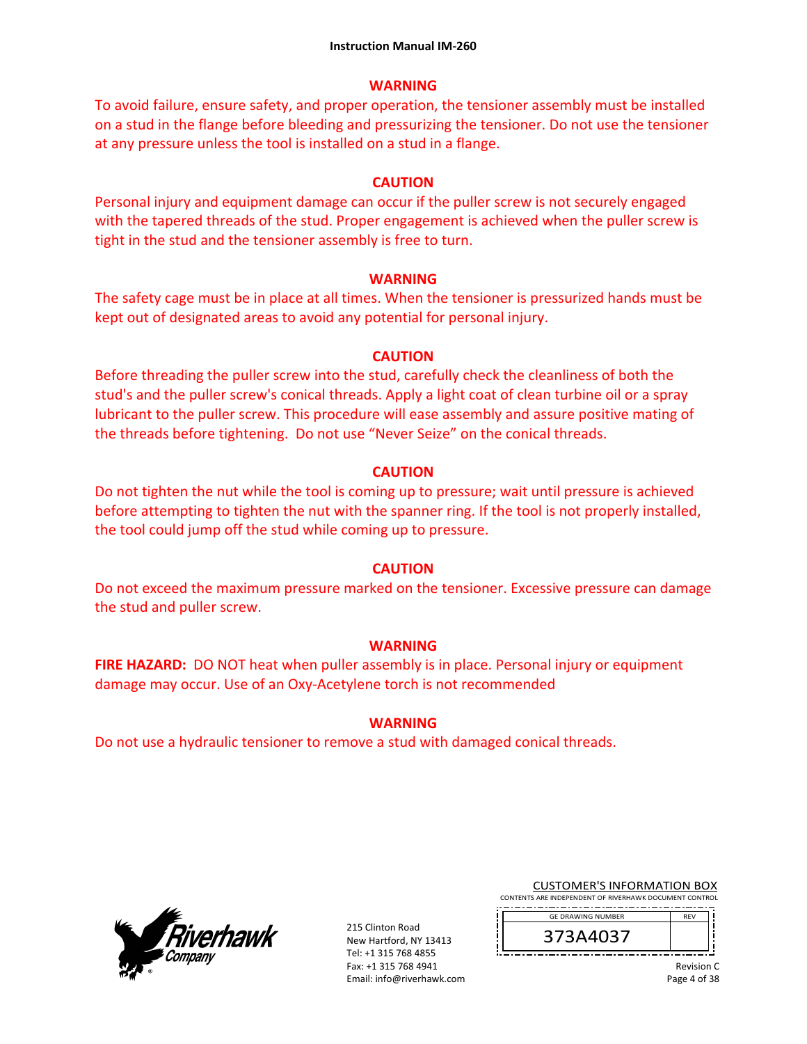#### WARNING

To avoid failure, ensure safety, and proper operation, the tensioner assembly must be installed on a stud in the flange before bleeding and pressurizing the tensioner. Do not use the tensioner at any pressure unless the tool is installed on a stud in a flange.

#### CAUTION

Personal injury and equipment damage can occur if the puller screw is not securely engaged with the tapered threads of the stud. Proper engagement is achieved when the puller screw is tight in the stud and the tensioner assembly is free to turn.

#### WARNING

The safety cage must be in place at all times. When the tensioner is pressurized hands must be kept out of designated areas to avoid any potential for personal injury.

#### CAUTION

Before threading the puller screw into the stud, carefully check the cleanliness of both the stud's and the puller screw's conical threads. Apply a light coat of clean turbine oil or a spray lubricant to the puller screw. This procedure will ease assembly and assure positive mating of the threads before tightening. Do not use "Never Seize" on the conical threads.

#### CAUTION

Do not tighten the nut while the tool is coming up to pressure; wait until pressure is achieved before attempting to tighten the nut with the spanner ring. If the tool is not properly installed, the tool could jump off the stud while coming up to pressure.

#### CAUTION

Do not exceed the maximum pressure marked on the tensioner. Excessive pressure can damage the stud and puller screw.

#### WARNING

**FIRE HAZARD:** DO NOT heat when puller assembly is in place. Personal injury or equipment damage may occur. Use of an Oxy-Acetylene torch is not recommended

#### WARNING

Do not use a hydraulic tensioner to remove a stud with damaged conical threads.

215 Clinton Road
New Hartford, NY 13413
Tel: +1 315 768 4855
Fax: +1 315 768 4941
Email: info@riverhawk.com

CUSTOMER'S INFORMATION BOX
CONTENTS ARE INDEPENDENT OF RIVERHAWK DOCUMENT CONTROL

| GE DRAWING NUMBER | REV |
|---|---|
| 373A4037 | |

Revision C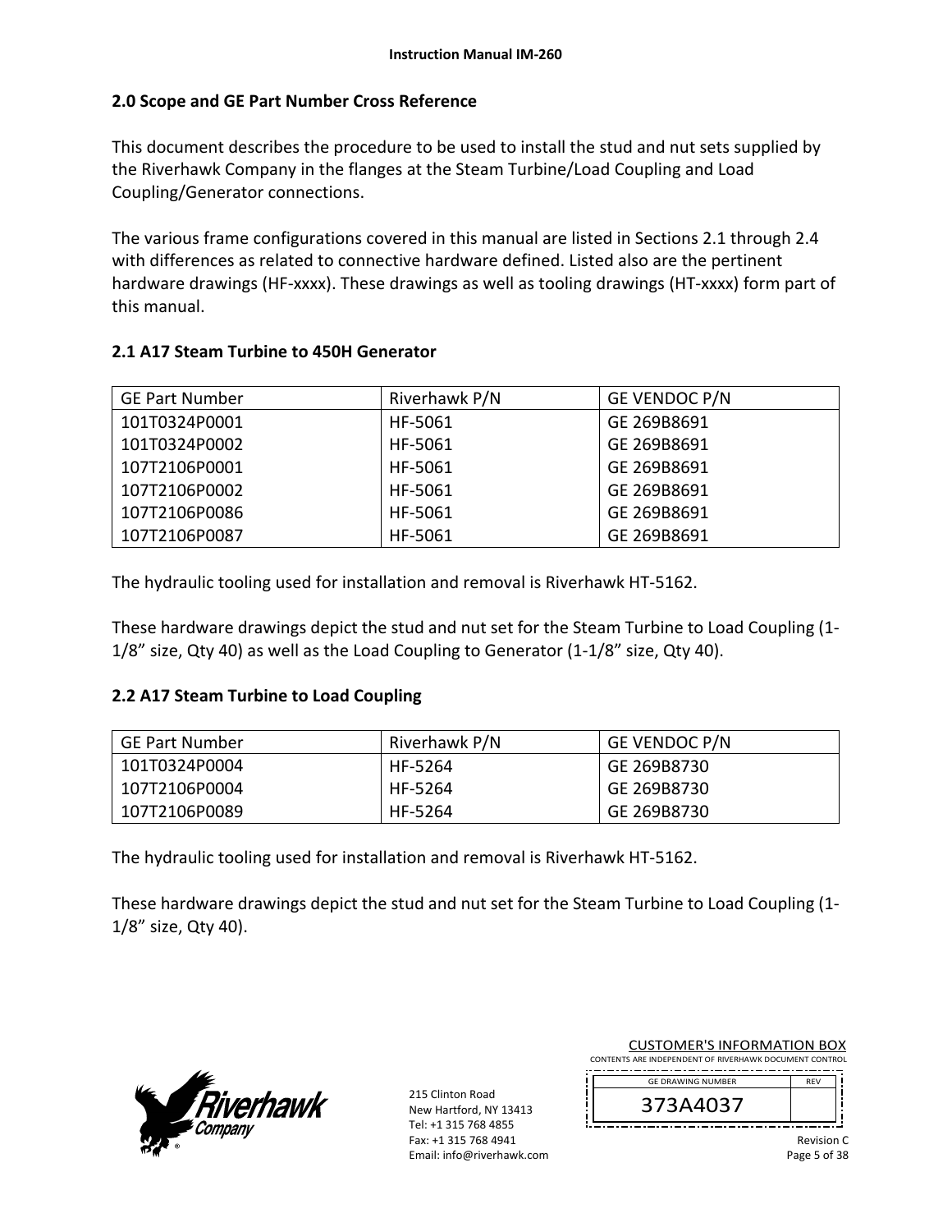## 2.0 Scope and GE Part Number Cross Reference

This document describes the procedure to be used to install the stud and nut sets supplied by the Riverhawk Company in the flanges at the Steam Turbine/Load Coupling and Load Coupling/Generator connections.

The various frame configurations covered in this manual are listed in Sections 2.1 through 2.4 with differences as related to connective hardware defined. Listed also are the pertinent hardware drawings (HF-xxxx). These drawings as well as tooling drawings (HT-xxxx) form part of this manual.

### 2.1 A17 Steam Turbine to 450H Generator

| GE Part Number | Riverhawk P/N | GE VENDOC P/N |
|---|---|---|
| 101T0324P0001 | HF-5061 | GE 269B8691 |
| 101T0324P0002 | HF-5061 | GE 269B8691 |
| 107T2106P0001 | HF-5061 | GE 269B8691 |
| 107T2106P0002 | HF-5061 | GE 269B8691 |
| 107T2106P0086 | HF-5061 | GE 269B8691 |
| 107T2106P0087 | HF-5061 | GE 269B8691 |

The hydraulic tooling used for installation and removal is Riverhawk HT-5162.

These hardware drawings depict the stud and nut set for the Steam Turbine to Load Coupling (1-1/8" size, Qty 40) as well as the Load Coupling to Generator (1-1/8" size, Qty 40).

### 2.2 A17 Steam Turbine to Load Coupling

| GE Part Number | Riverhawk P/N | GE VENDOC P/N |
|---|---|---|
| 101T0324P0004 | HF-5264 | GE 269B8730 |
| 107T2106P0004 | HF-5264 | GE 269B8730 |
| 107T2106P0089 | HF-5264 | GE 269B8730 |

The hydraulic tooling used for installation and removal is Riverhawk HT-5162.

These hardware drawings depict the stud and nut set for the Steam Turbine to Load Coupling (1-1/8" size, Qty 40).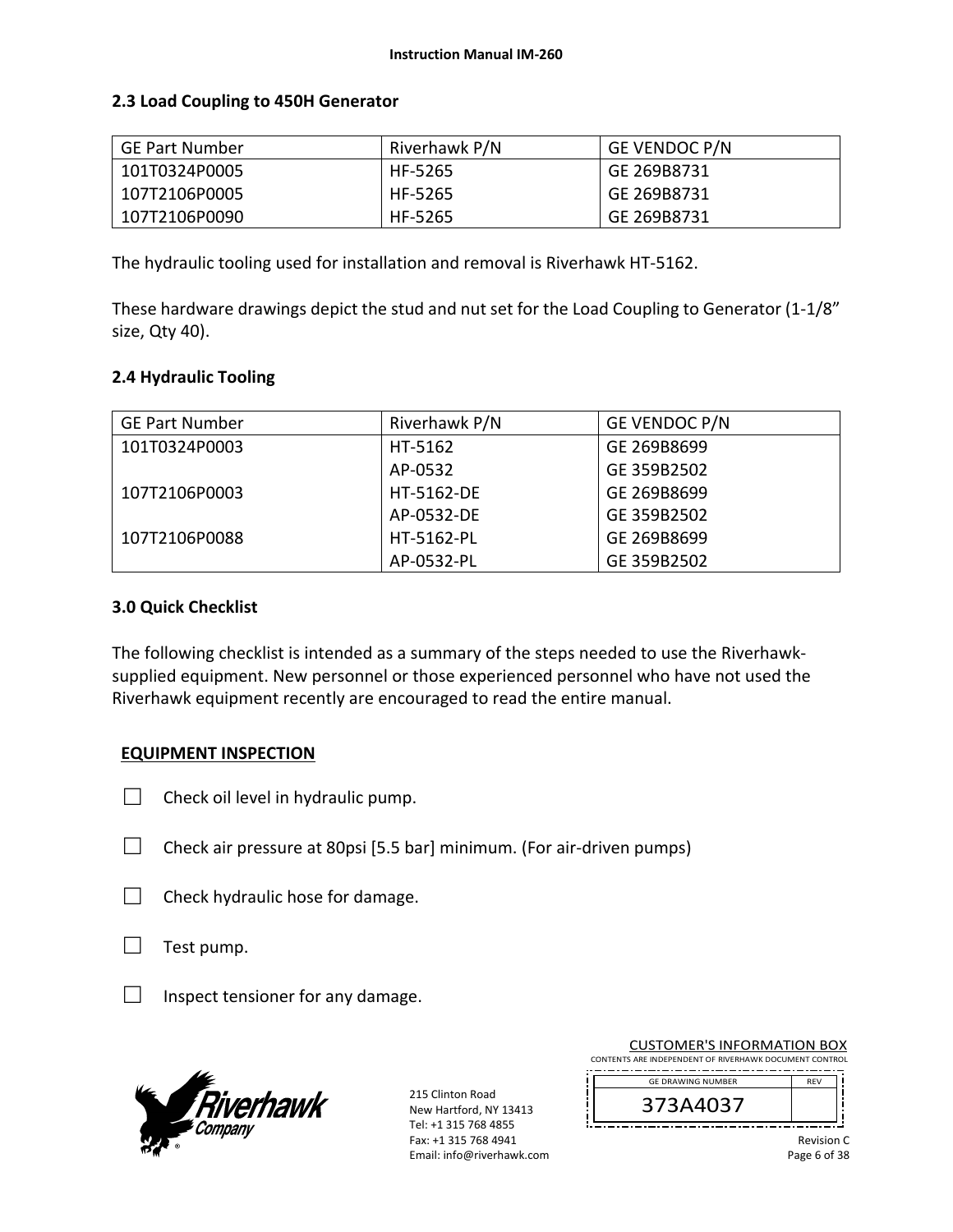## 2.3 Load Coupling to 450H Generator

| GE Part Number | Riverhawk P/N | GE VENDOC P/N |
|---|---|---|
| 101T0324P0005 | HF-5265 | GE 269B8731 |
| 107T2106P0005 | HF-5265 | GE 269B8731 |
| 107T2106P0090 | HF-5265 | GE 269B8731 |

The hydraulic tooling used for installation and removal is Riverhawk HT-5162.

These hardware drawings depict the stud and nut set for the Load Coupling to Generator (1-1/8" size, Qty 40).

## 2.4 Hydraulic Tooling

| GE Part Number | Riverhawk P/N | GE VENDOC P/N |
|---|---|---|
| 101T0324P0003 | HT-5162 | GE 269B8699 |
| | AP-0532 | GE 359B2502 |
| 107T2106P0003 | HT-5162-DE | GE 269B8699 |
| | AP-0532-DE | GE 359B2502 |
| 107T2106P0088 | HT-5162-PL | GE 269B8699 |
| | AP-0532-PL | GE 359B2502 |

## 3.0 Quick Checklist

The following checklist is intended as a summary of the steps needed to use the Riverhawk-supplied equipment. New personnel or those experienced personnel who have not used the Riverhawk equipment recently are encouraged to read the entire manual.

**EQUIPMENT INSPECTION**

- ☐ Check oil level in hydraulic pump.
- ☐ Check air pressure at 80psi [5.5 bar] minimum. (For air-driven pumps)
- ☐ Check hydraulic hose for damage.
- ☐ Test pump.
- ☐ Inspect tensioner for any damage.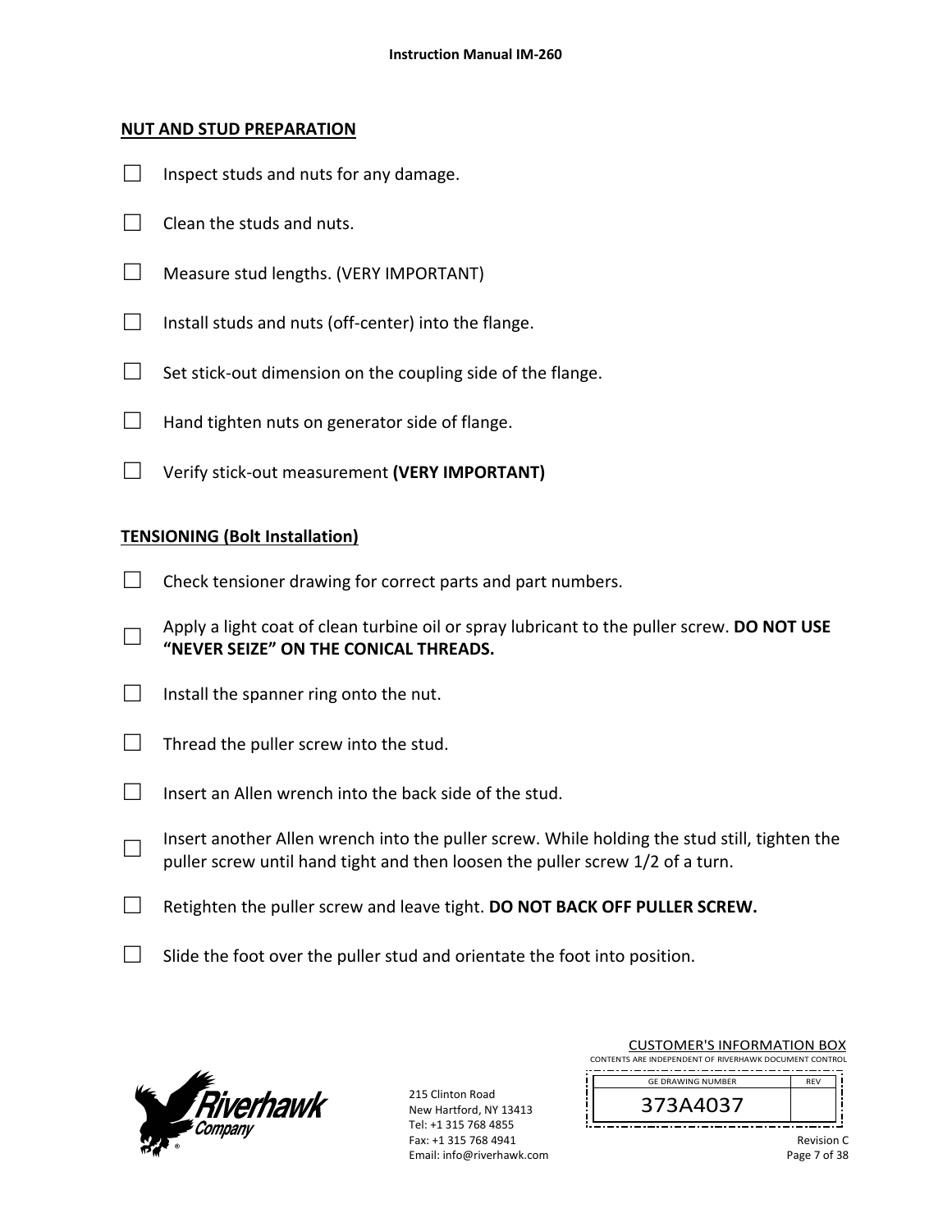## NUT AND STUD PREPARATION

- ☐ Inspect studs and nuts for any damage.
- ☐ Clean the studs and nuts.
- ☐ Measure stud lengths. (VERY IMPORTANT)
- ☐ Install studs and nuts (off-center) into the flange.
- ☐ Set stick-out dimension on the coupling side of the flange.
- ☐ Hand tighten nuts on generator side of flange.
- ☐ Verify stick-out measurement **(VERY IMPORTANT)**

## TENSIONING (Bolt Installation)

- ☐ Check tensioner drawing for correct parts and part numbers.
- ☐ Apply a light coat of clean turbine oil or spray lubricant to the puller screw. **DO NOT USE "NEVER SEIZE" ON THE CONICAL THREADS.**
- ☐ Install the spanner ring onto the nut.
- ☐ Thread the puller screw into the stud.
- ☐ Insert an Allen wrench into the back side of the stud.
- ☐ Insert another Allen wrench into the puller screw. While holding the stud still, tighten the puller screw until hand tight and then loosen the puller screw 1/2 of a turn.
- ☐ Retighten the puller screw and leave tight. **DO NOT BACK OFF PULLER SCREW.**
- ☐ Slide the foot over the puller stud and orientate the foot into position.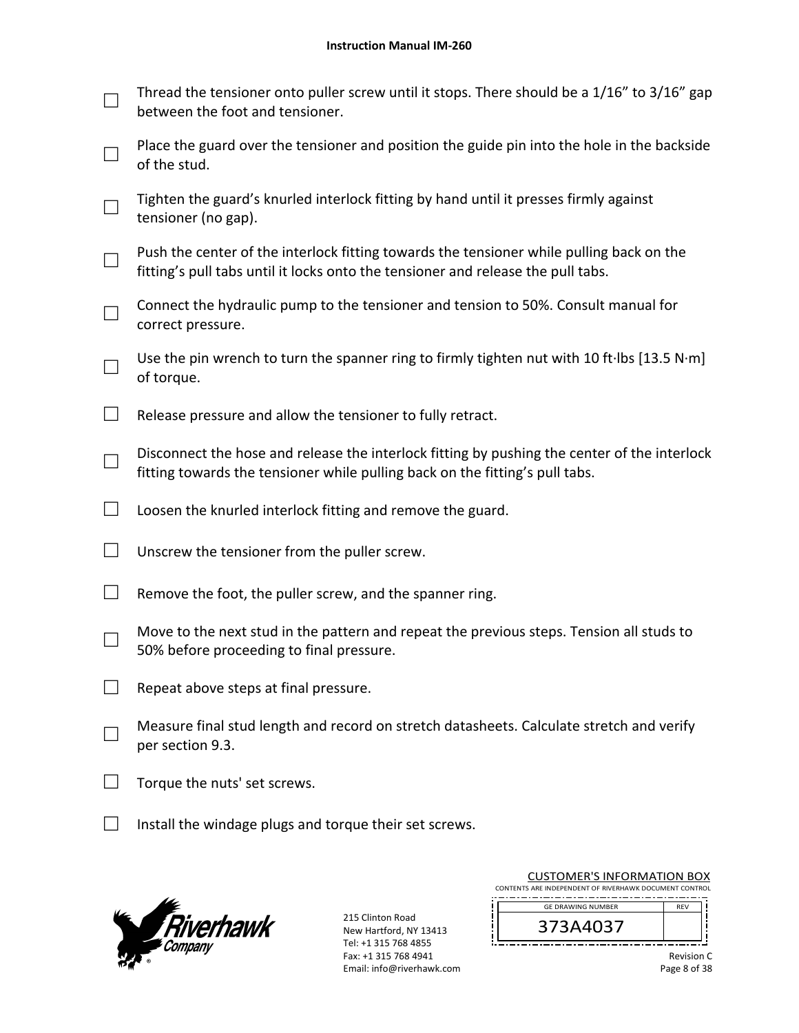- [ ] Thread the tensioner onto puller screw until it stops. There should be a 1/16” to 3/16” gap between the foot and tensioner.
- [ ] Place the guard over the tensioner and position the guide pin into the hole in the backside of the stud.
- [ ] Tighten the guard’s knurled interlock fitting by hand until it presses firmly against tensioner (no gap).
- [ ] Push the center of the interlock fitting towards the tensioner while pulling back on the fitting’s pull tabs until it locks onto the tensioner and release the pull tabs.
- [ ] Connect the hydraulic pump to the tensioner and tension to 50%. Consult manual for correct pressure.
- [ ] Use the pin wrench to turn the spanner ring to firmly tighten nut with 10 ft·lbs [13.5 N·m] of torque.
- [ ] Release pressure and allow the tensioner to fully retract.
- [ ] Disconnect the hose and release the interlock fitting by pushing the center of the interlock fitting towards the tensioner while pulling back on the fitting’s pull tabs.
- [ ] Loosen the knurled interlock fitting and remove the guard.
- [ ] Unscrew the tensioner from the puller screw.
- [ ] Remove the foot, the puller screw, and the spanner ring.
- [ ] Move to the next stud in the pattern and repeat the previous steps. Tension all studs to 50% before proceeding to final pressure.
- [ ] Repeat above steps at final pressure.
- [ ] Measure final stud length and record on stretch datasheets. Calculate stretch and verify per section 9.3.
- [ ] Torque the nuts' set screws.
- [ ] Install the windage plugs and torque their set screws.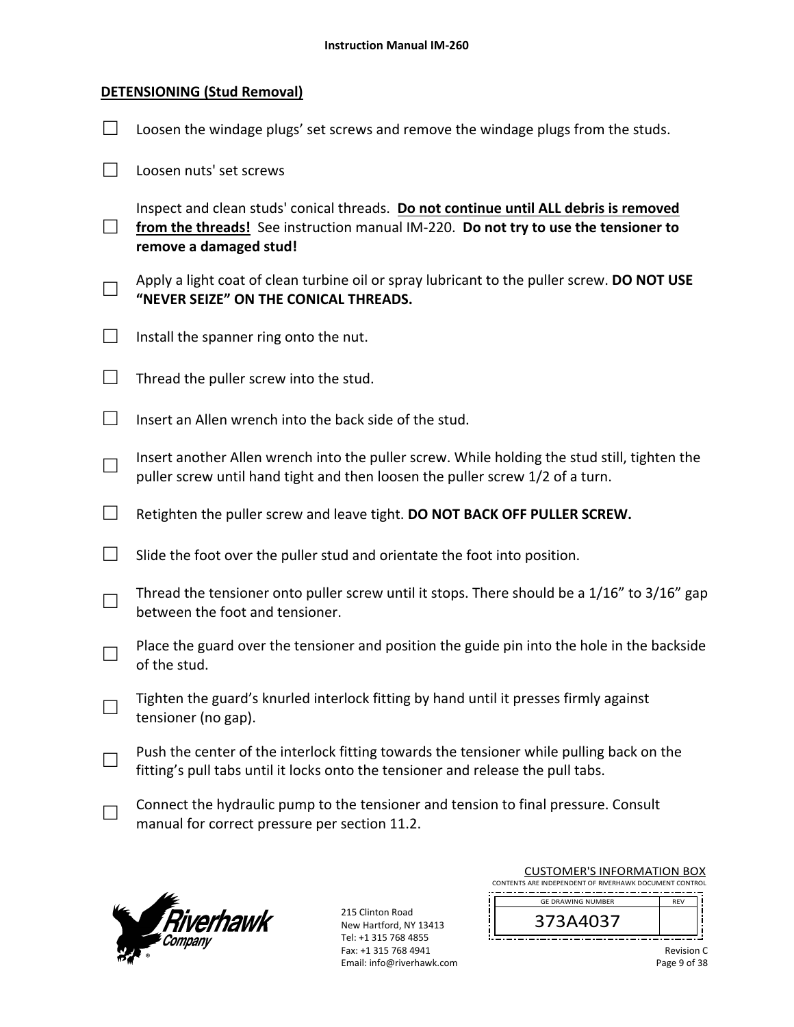## DETENSIONING (Stud Removal)

- ☐ Loosen the windage plugs' set screws and remove the windage plugs from the studs.
- ☐ Loosen nuts' set screws
- ☐ Inspect and clean studs' conical threads. **<u>Do not continue until ALL debris is removed from the threads!</u>** See instruction manual IM-220. **Do not try to use the tensioner to remove a damaged stud!**
- ☐ Apply a light coat of clean turbine oil or spray lubricant to the puller screw. **DO NOT USE "NEVER SEIZE" ON THE CONICAL THREADS.**
- ☐ Install the spanner ring onto the nut.
- ☐ Thread the puller screw into the stud.
- ☐ Insert an Allen wrench into the back side of the stud.
- ☐ Insert another Allen wrench into the puller screw. While holding the stud still, tighten the puller screw until hand tight and then loosen the puller screw 1/2 of a turn.
- ☐ Retighten the puller screw and leave tight. **DO NOT BACK OFF PULLER SCREW.**
- ☐ Slide the foot over the puller stud and orientate the foot into position.
- ☐ Thread the tensioner onto puller screw until it stops. There should be a 1/16" to 3/16" gap between the foot and tensioner.
- ☐ Place the guard over the tensioner and position the guide pin into the hole in the backside of the stud.
- ☐ Tighten the guard's knurled interlock fitting by hand until it presses firmly against tensioner (no gap).
- ☐ Push the center of the interlock fitting towards the tensioner while pulling back on the fitting's pull tabs until it locks onto the tensioner and release the pull tabs.
- ☐ Connect the hydraulic pump to the tensioner and tension to final pressure. Consult manual for correct pressure per section 11.2.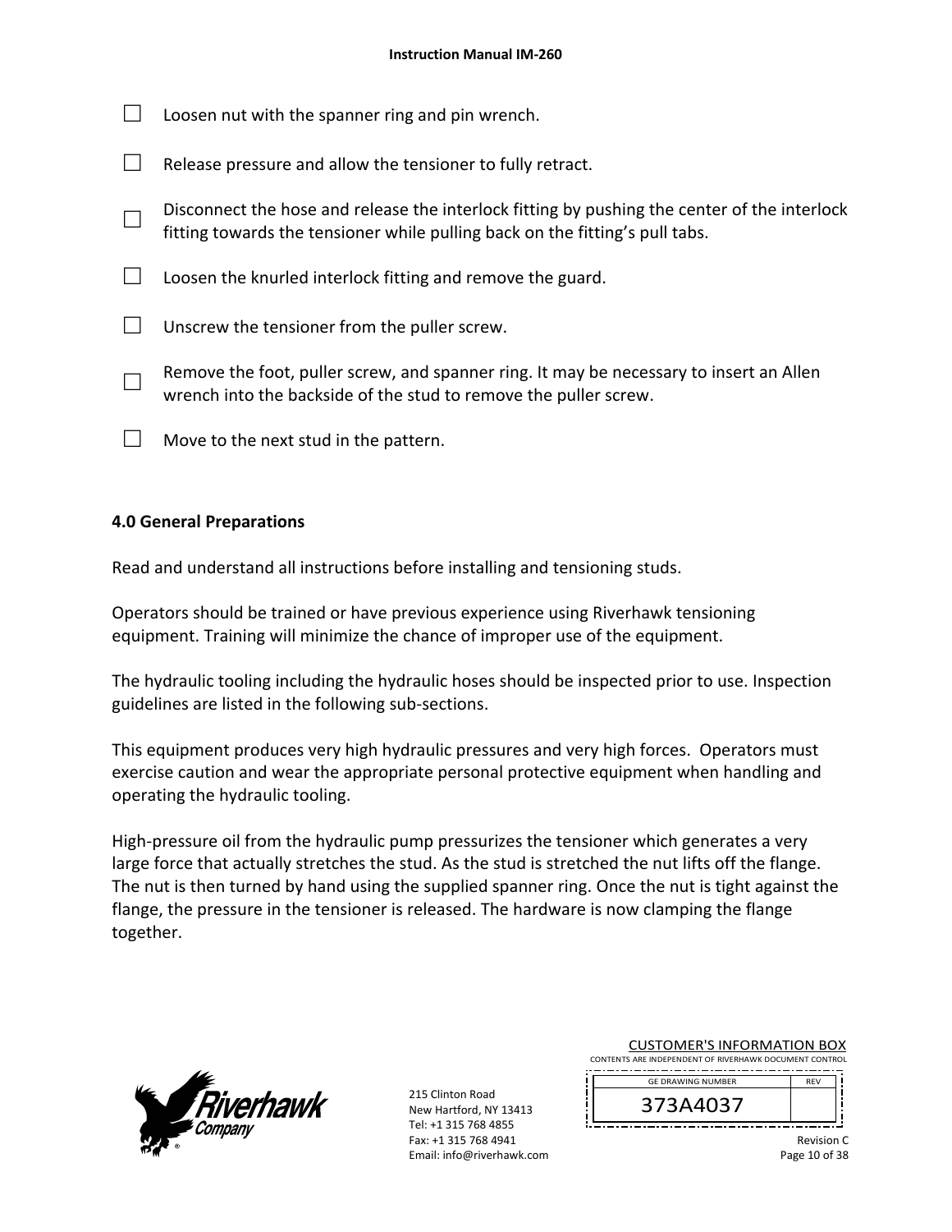- ☐ Loosen nut with the spanner ring and pin wrench.
- ☐ Release pressure and allow the tensioner to fully retract.
- ☐ Disconnect the hose and release the interlock fitting by pushing the center of the interlock fitting towards the tensioner while pulling back on the fitting's pull tabs.
- ☐ Loosen the knurled interlock fitting and remove the guard.
- ☐ Unscrew the tensioner from the puller screw.
- ☐ Remove the foot, puller screw, and spanner ring. It may be necessary to insert an Allen wrench into the backside of the stud to remove the puller screw.
- ☐ Move to the next stud in the pattern.

## 4.0 General Preparations

Read and understand all instructions before installing and tensioning studs.

Operators should be trained or have previous experience using Riverhawk tensioning equipment. Training will minimize the chance of improper use of the equipment.

The hydraulic tooling including the hydraulic hoses should be inspected prior to use. Inspection guidelines are listed in the following sub-sections.

This equipment produces very high hydraulic pressures and very high forces. Operators must exercise caution and wear the appropriate personal protective equipment when handling and operating the hydraulic tooling.

High-pressure oil from the hydraulic pump pressurizes the tensioner which generates a very large force that actually stretches the stud. As the stud is stretched the nut lifts off the flange. The nut is then turned by hand using the supplied spanner ring. Once the nut is tight against the flange, the pressure in the tensioner is released. The hardware is now clamping the flange together.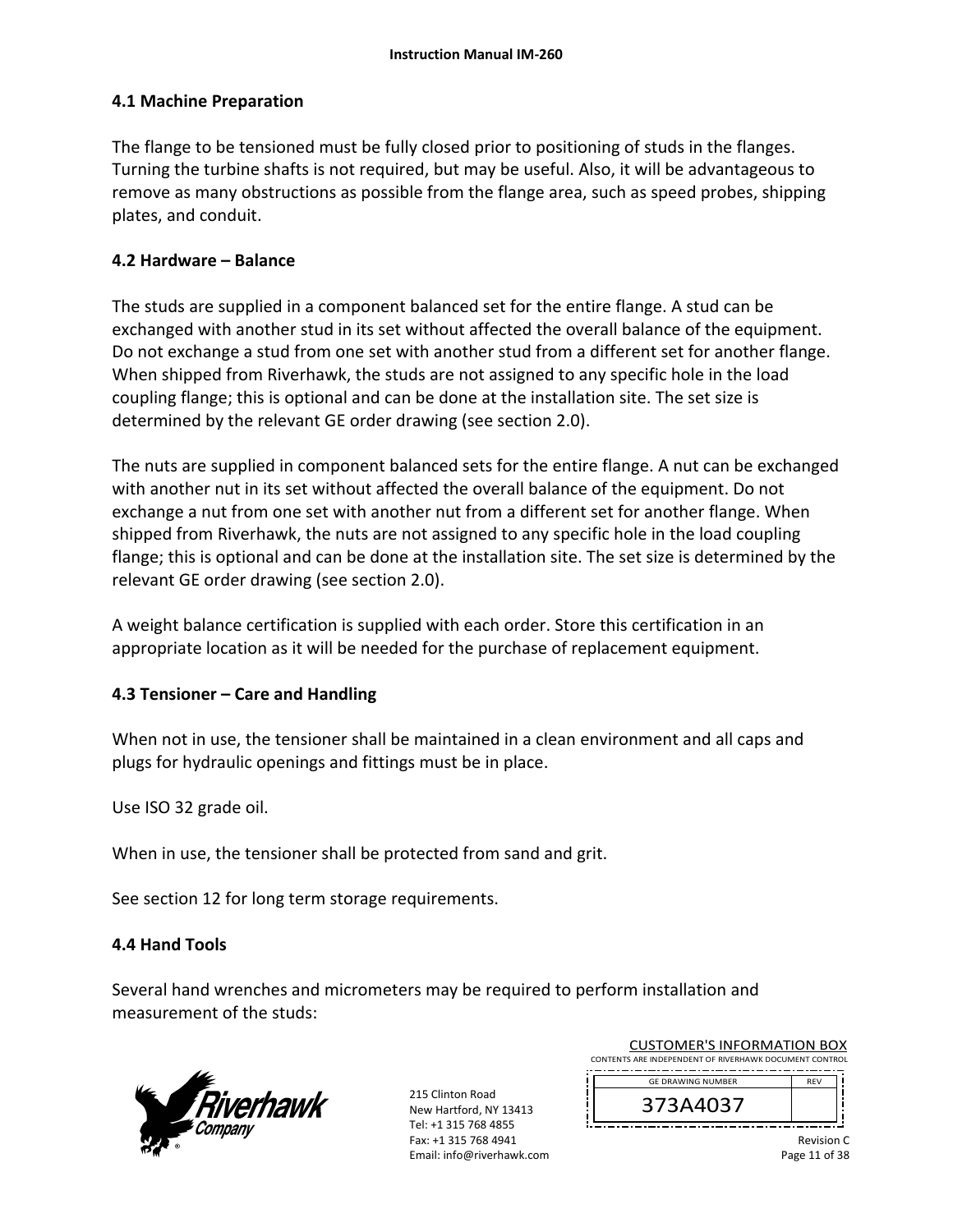## 4.1 Machine Preparation

The flange to be tensioned must be fully closed prior to positioning of studs in the flanges. Turning the turbine shafts is not required, but may be useful. Also, it will be advantageous to remove as many obstructions as possible from the flange area, such as speed probes, shipping plates, and conduit.

## 4.2 Hardware – Balance

The studs are supplied in a component balanced set for the entire flange. A stud can be exchanged with another stud in its set without affected the overall balance of the equipment. Do not exchange a stud from one set with another stud from a different set for another flange. When shipped from Riverhawk, the studs are not assigned to any specific hole in the load coupling flange; this is optional and can be done at the installation site. The set size is determined by the relevant GE order drawing (see section 2.0).

The nuts are supplied in component balanced sets for the entire flange. A nut can be exchanged with another nut in its set without affected the overall balance of the equipment. Do not exchange a nut from one set with another nut from a different set for another flange. When shipped from Riverhawk, the nuts are not assigned to any specific hole in the load coupling flange; this is optional and can be done at the installation site. The set size is determined by the relevant GE order drawing (see section 2.0).

A weight balance certification is supplied with each order. Store this certification in an appropriate location as it will be needed for the purchase of replacement equipment.

## 4.3 Tensioner – Care and Handling

When not in use, the tensioner shall be maintained in a clean environment and all caps and plugs for hydraulic openings and fittings must be in place.

Use ISO 32 grade oil.

When in use, the tensioner shall be protected from sand and grit.

See section 12 for long term storage requirements.

## 4.4 Hand Tools

Several hand wrenches and micrometers may be required to perform installation and measurement of the studs: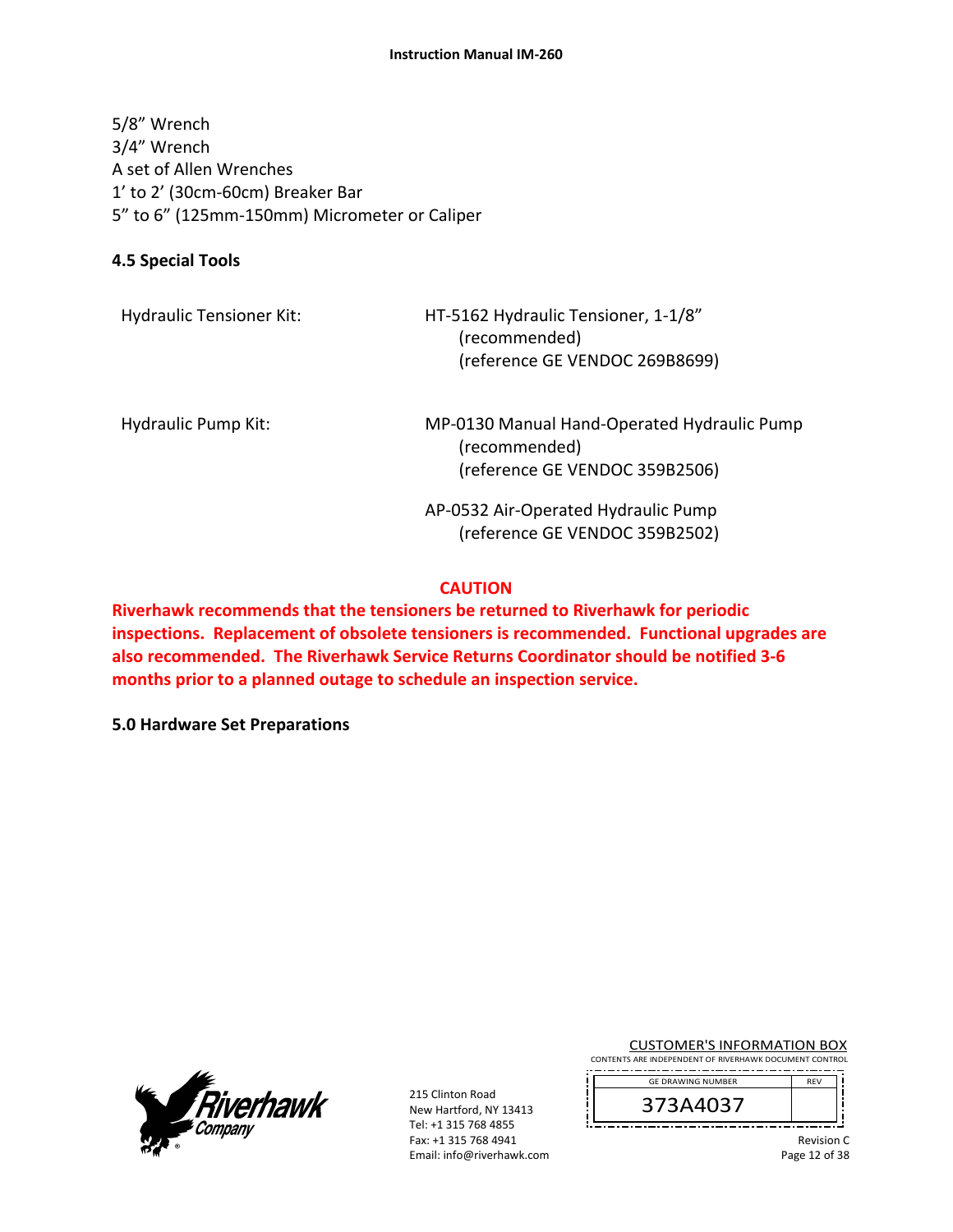5/8" Wrench  
3/4" Wrench  
A set of Allen Wrenches  
1' to 2' (30cm-60cm) Breaker Bar  
5" to 6" (125mm-150mm) Micrometer or Caliper

### 4.5 Special Tools

| | |
|---|---|
| Hydraulic Tensioner Kit: | HT-5162 Hydraulic Tensioner, 1-1/8" (recommended) (reference GE VENDOC 269B8699) |
| Hydraulic Pump Kit: | MP-0130 Manual Hand-Operated Hydraulic Pump (recommended) (reference GE VENDOC 359B2506) |
| | AP-0532 Air-Operated Hydraulic Pump (reference GE VENDOC 359B2502) |

**CAUTION**

**Riverhawk recommends that the tensioners be returned to Riverhawk for periodic inspections. Replacement of obsolete tensioners is recommended. Functional upgrades are also recommended. The Riverhawk Service Returns Coordinator should be notified 3-6 months prior to a planned outage to schedule an inspection service.**

### 5.0 Hardware Set Preparations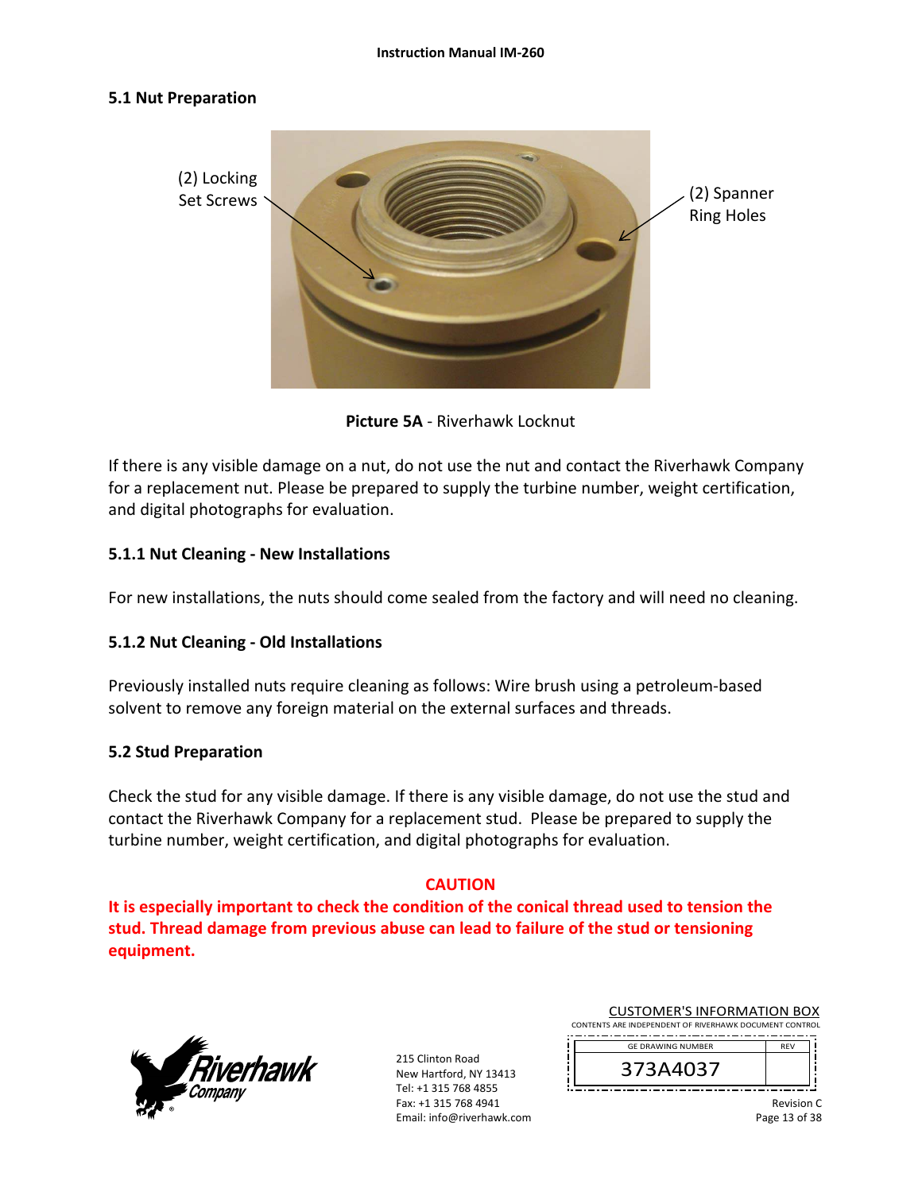## 5.1 Nut Preparation

(2) Locking Set Screws

(2) Spanner Ring Holes

**Picture 5A** - Riverhawk Locknut

If there is any visible damage on a nut, do not use the nut and contact the Riverhawk Company for a replacement nut. Please be prepared to supply the turbine number, weight certification, and digital photographs for evaluation.

### 5.1.1 Nut Cleaning - New Installations

For new installations, the nuts should come sealed from the factory and will need no cleaning.

### 5.1.2 Nut Cleaning - Old Installations

Previously installed nuts require cleaning as follows: Wire brush using a petroleum-based solvent to remove any foreign material on the external surfaces and threads.

## 5.2 Stud Preparation

Check the stud for any visible damage. If there is any visible damage, do not use the stud and contact the Riverhawk Company for a replacement stud. Please be prepared to supply the turbine number, weight certification, and digital photographs for evaluation.

**CAUTION**

**It is especially important to check the condition of the conical thread used to tension the stud. Thread damage from previous abuse can lead to failure of the stud or tensioning equipment.**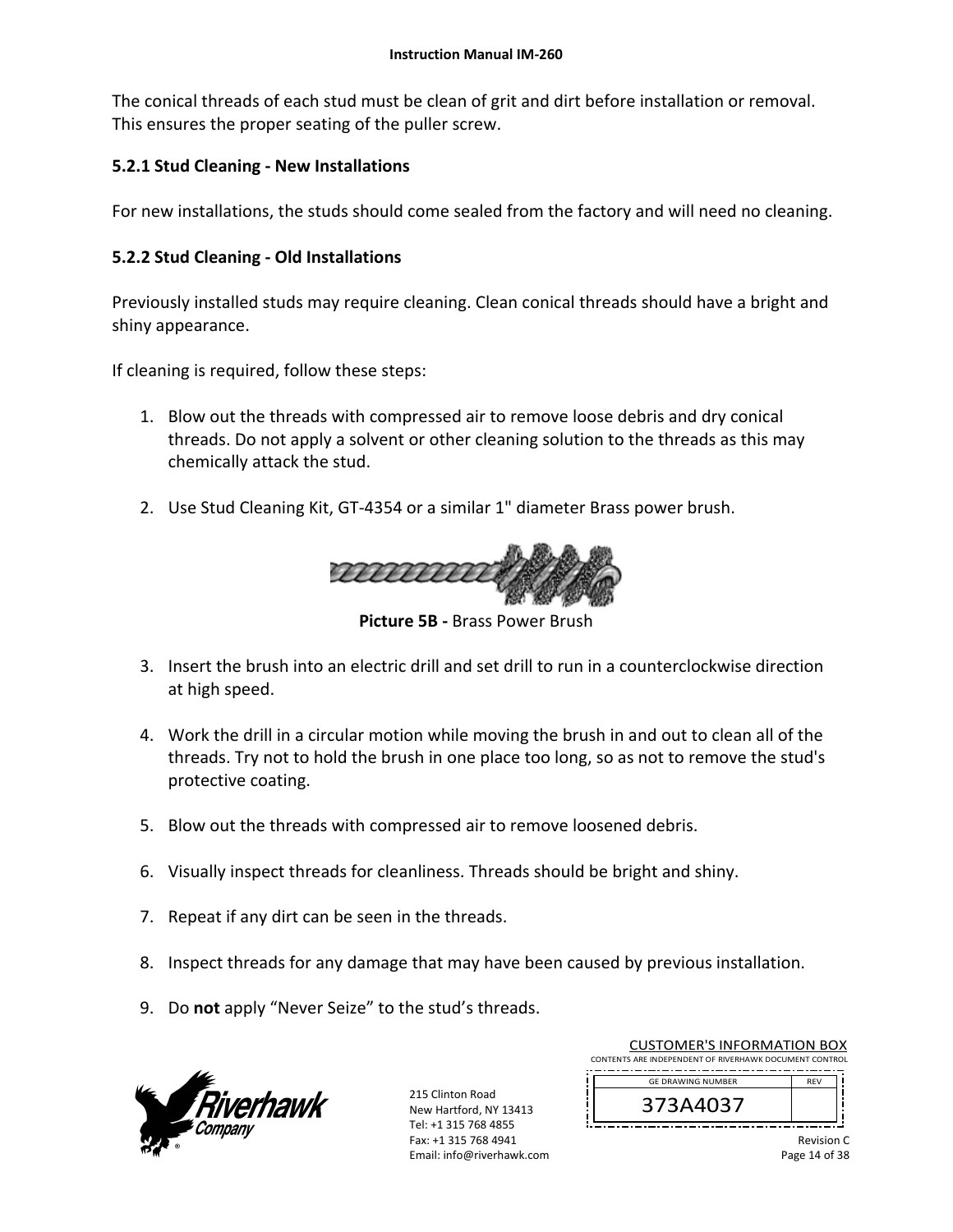The conical threads of each stud must be clean of grit and dirt before installation or removal. This ensures the proper seating of the puller screw.

### 5.2.1 Stud Cleaning - New Installations

For new installations, the studs should come sealed from the factory and will need no cleaning.

### 5.2.2 Stud Cleaning - Old Installations

Previously installed studs may require cleaning. Clean conical threads should have a bright and shiny appearance.

If cleaning is required, follow these steps:

1. Blow out the threads with compressed air to remove loose debris and dry conical threads. Do not apply a solvent or other cleaning solution to the threads as this may chemically attack the stud.

2. Use Stud Cleaning Kit, GT-4354 or a similar 1" diameter Brass power brush.

**Picture 5B -** Brass Power Brush

3. Insert the brush into an electric drill and set drill to run in a counterclockwise direction at high speed.

4. Work the drill in a circular motion while moving the brush in and out to clean all of the threads. Try not to hold the brush in one place too long, so as not to remove the stud's protective coating.

5. Blow out the threads with compressed air to remove loosened debris.

6. Visually inspect threads for cleanliness. Threads should be bright and shiny.

7. Repeat if any dirt can be seen in the threads.

8. Inspect threads for any damage that may have been caused by previous installation.

9. Do **not** apply “Never Seize” to the stud’s threads.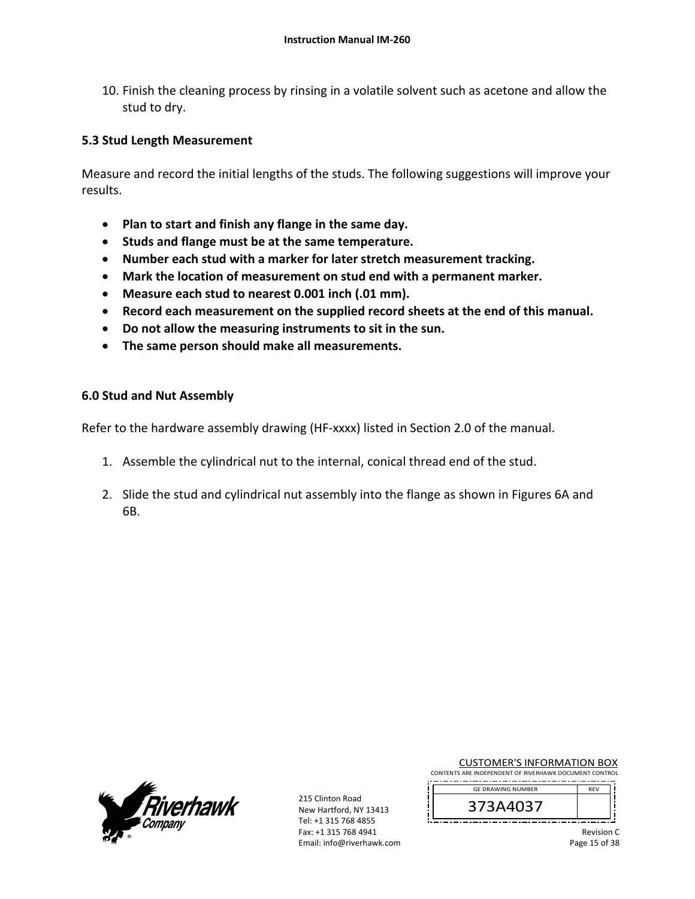10. Finish the cleaning process by rinsing in a volatile solvent such as acetone and allow the stud to dry.

### 5.3 Stud Length Measurement

Measure and record the initial lengths of the studs. The following suggestions will improve your results.

- **Plan to start and finish any flange in the same day.**
- **Studs and flange must be at the same temperature.**
- **Number each stud with a marker for later stretch measurement tracking.**
- **Mark the location of measurement on stud end with a permanent marker.**
- **Measure each stud to nearest 0.001 inch (.01 mm).**
- **Record each measurement on the supplied record sheets at the end of this manual.**
- **Do not allow the measuring instruments to sit in the sun.**
- **The same person should make all measurements.**

## 6.0 Stud and Nut Assembly

Refer to the hardware assembly drawing (HF-xxxx) listed in Section 2.0 of the manual.

1. Assemble the cylindrical nut to the internal, conical thread end of the stud.

2. Slide the stud and cylindrical nut assembly into the flange as shown in Figures 6A and 6B.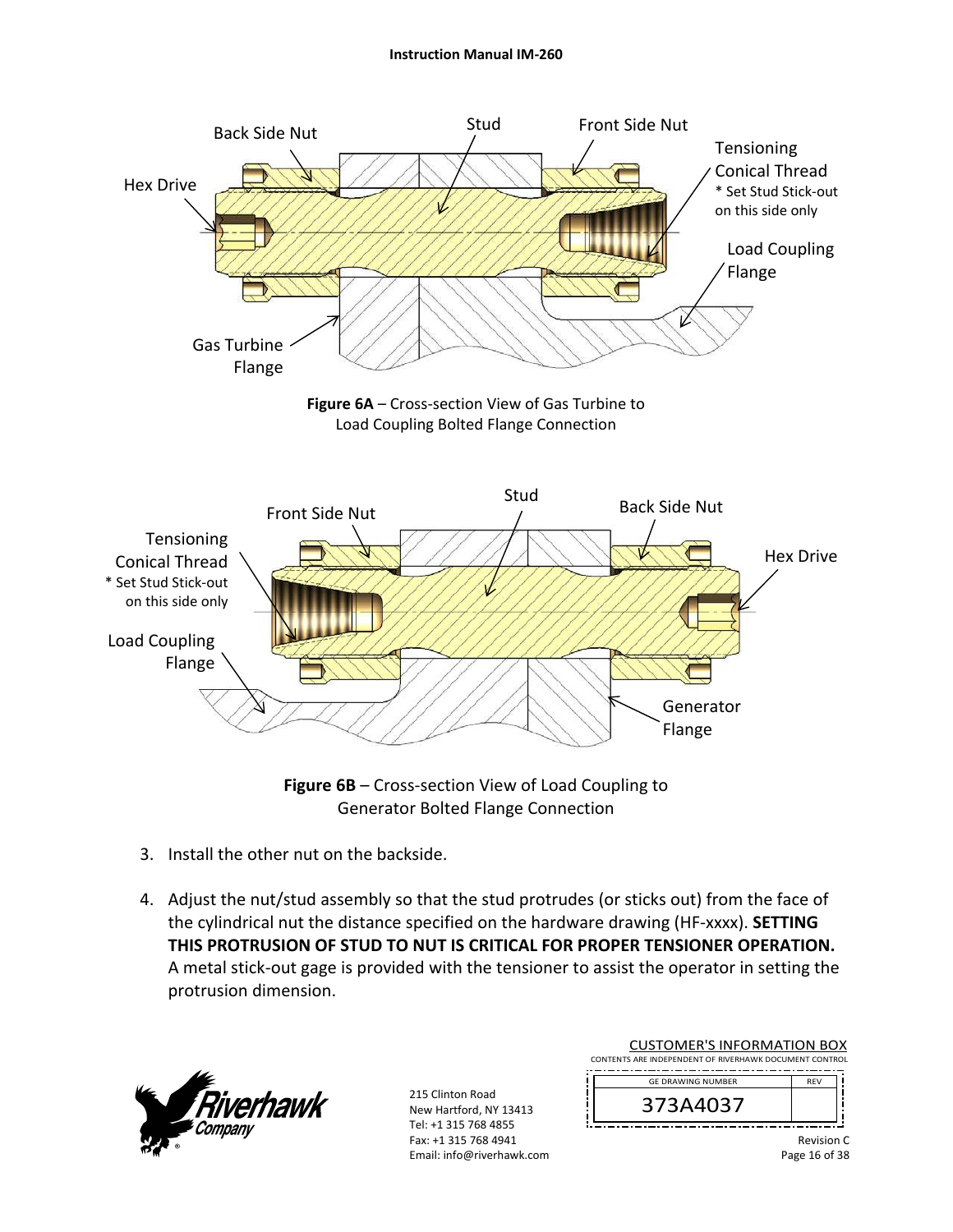**Figure 6A** – Cross-section View of Gas Turbine to Load Coupling Bolted Flange Connection

**Figure 6B** – Cross-section View of Load Coupling to Generator Bolted Flange Connection

3. Install the other nut on the backside.

4. Adjust the nut/stud assembly so that the stud protrudes (or sticks out) from the face of the cylindrical nut the distance specified on the hardware drawing (HF-xxxx). **SETTING THIS PROTRUSION OF STUD TO NUT IS CRITICAL FOR PROPER TENSIONER OPERATION.** A metal stick-out gage is provided with the tensioner to assist the operator in setting the protrusion dimension.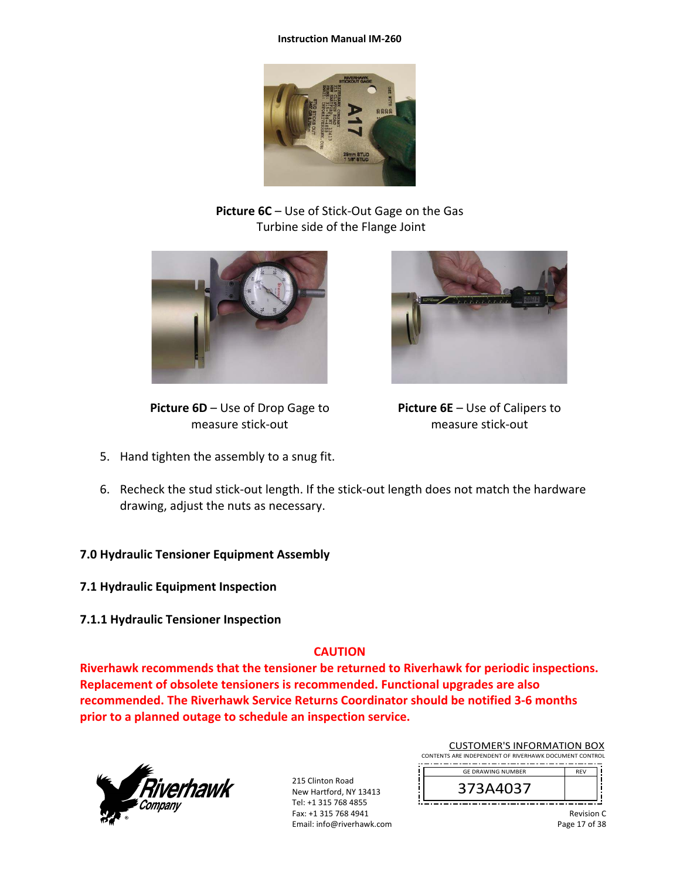**Picture 6C** – Use of Stick-Out Gage on the Gas Turbine side of the Flange Joint

**Picture 6D** – Use of Drop Gage to measure stick-out

**Picture 6E** – Use of Calipers to measure stick-out

5. Hand tighten the assembly to a snug fit.

6. Recheck the stud stick-out length. If the stick-out length does not match the hardware drawing, adjust the nuts as necessary.

## 7.0 Hydraulic Tensioner Equipment Assembly

### 7.1 Hydraulic Equipment Inspection

#### 7.1.1 Hydraulic Tensioner Inspection

**CAUTION**

**Riverhawk recommends that the tensioner be returned to Riverhawk for periodic inspections. Replacement of obsolete tensioners is recommended. Functional upgrades are also recommended. The Riverhawk Service Returns Coordinator should be notified 3-6 months prior to a planned outage to schedule an inspection service.**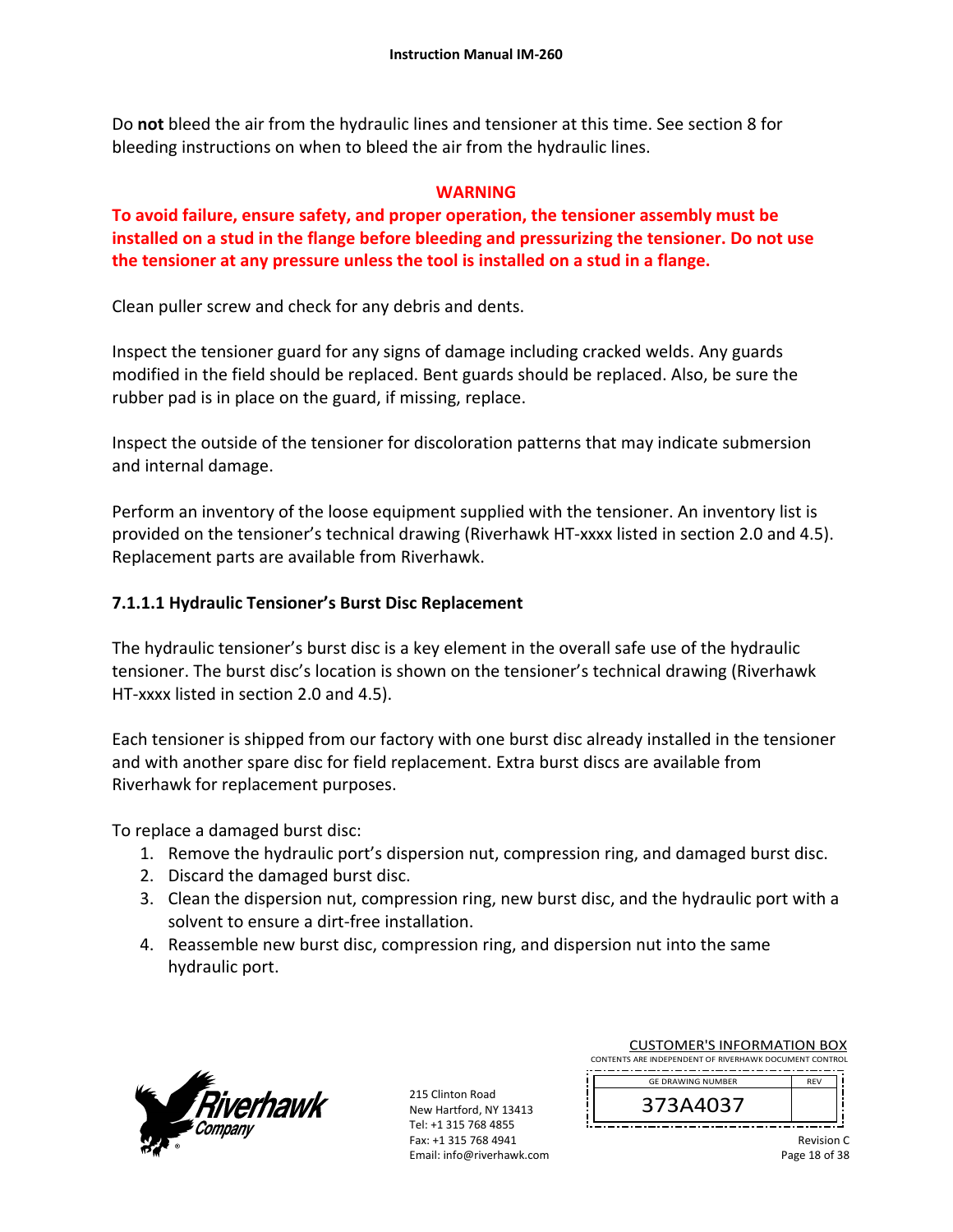Do **not** bleed the air from the hydraulic lines and tensioner at this time. See section 8 for bleeding instructions on when to bleed the air from the hydraulic lines.

**WARNING**

**To avoid failure, ensure safety, and proper operation, the tensioner assembly must be installed on a stud in the flange before bleeding and pressurizing the tensioner. Do not use the tensioner at any pressure unless the tool is installed on a stud in a flange.**

Clean puller screw and check for any debris and dents.

Inspect the tensioner guard for any signs of damage including cracked welds. Any guards modified in the field should be replaced. Bent guards should be replaced. Also, be sure the rubber pad is in place on the guard, if missing, replace.

Inspect the outside of the tensioner for discoloration patterns that may indicate submersion and internal damage.

Perform an inventory of the loose equipment supplied with the tensioner. An inventory list is provided on the tensioner's technical drawing (Riverhawk HT-xxxx listed in section 2.0 and 4.5). Replacement parts are available from Riverhawk.

#### 7.1.1.1 Hydraulic Tensioner's Burst Disc Replacement

The hydraulic tensioner's burst disc is a key element in the overall safe use of the hydraulic tensioner. The burst disc's location is shown on the tensioner's technical drawing (Riverhawk HT-xxxx listed in section 2.0 and 4.5).

Each tensioner is shipped from our factory with one burst disc already installed in the tensioner and with another spare disc for field replacement. Extra burst discs are available from Riverhawk for replacement purposes.

To replace a damaged burst disc:

1. Remove the hydraulic port's dispersion nut, compression ring, and damaged burst disc.
2. Discard the damaged burst disc.
3. Clean the dispersion nut, compression ring, new burst disc, and the hydraulic port with a solvent to ensure a dirt-free installation.
4. Reassemble new burst disc, compression ring, and dispersion nut into the same hydraulic port.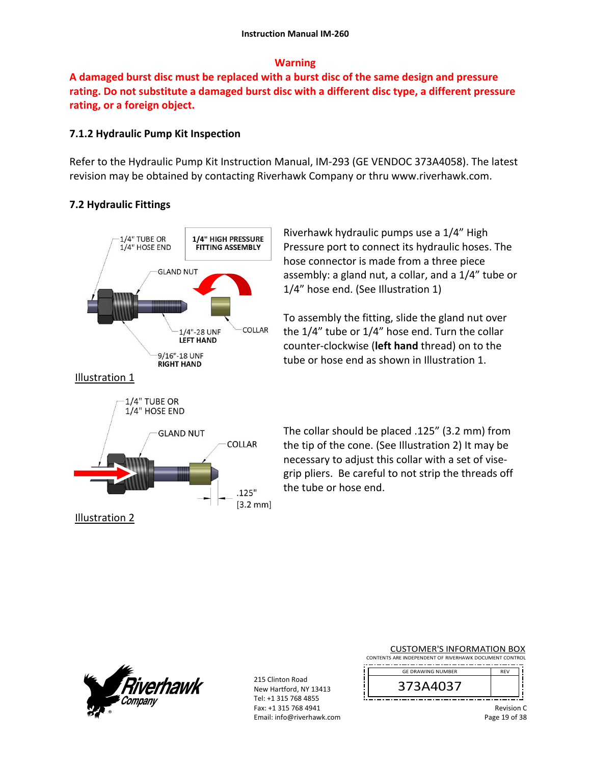**Warning**

**A damaged burst disc must be replaced with a burst disc of the same design and pressure rating. Do not substitute a damaged burst disc with a different disc type, a different pressure rating, or a foreign object.**

### 7.1.2 Hydraulic Pump Kit Inspection

Refer to the Hydraulic Pump Kit Instruction Manual, IM-293 (GE VENDOC 373A4058). The latest revision may be obtained by contacting Riverhawk Company or thru www.riverhawk.com.

## 7.2 Hydraulic Fittings

1/4" TUBE OR 1/4" HOSE END

**1/4" HIGH PRESSURE FITTING ASSEMBLY**

GLAND NUT

1/4"-28 UNF **LEFT HAND**

COLLAR

9/16"-18 UNF **RIGHT HAND**

Illustration 1

Riverhawk hydraulic pumps use a 1/4" High Pressure port to connect its hydraulic hoses. The hose connector is made from a three piece assembly: a gland nut, a collar, and a 1/4" tube or 1/4" hose end. (See Illustration 1)

To assembly the fitting, slide the gland nut over the 1/4" tube or 1/4" hose end. Turn the collar counter-clockwise (**left hand** thread) on to the tube or hose end as shown in Illustration 1.

1/4" TUBE OR 1/4" HOSE END

GLAND NUT

COLLAR

.125" [3.2 mm]

Illustration 2

The collar should be placed .125" (3.2 mm) from the tip of the cone. (See Illustration 2) It may be necessary to adjust this collar with a set of vise-grip pliers. Be careful to not strip the threads off the tube or hose end.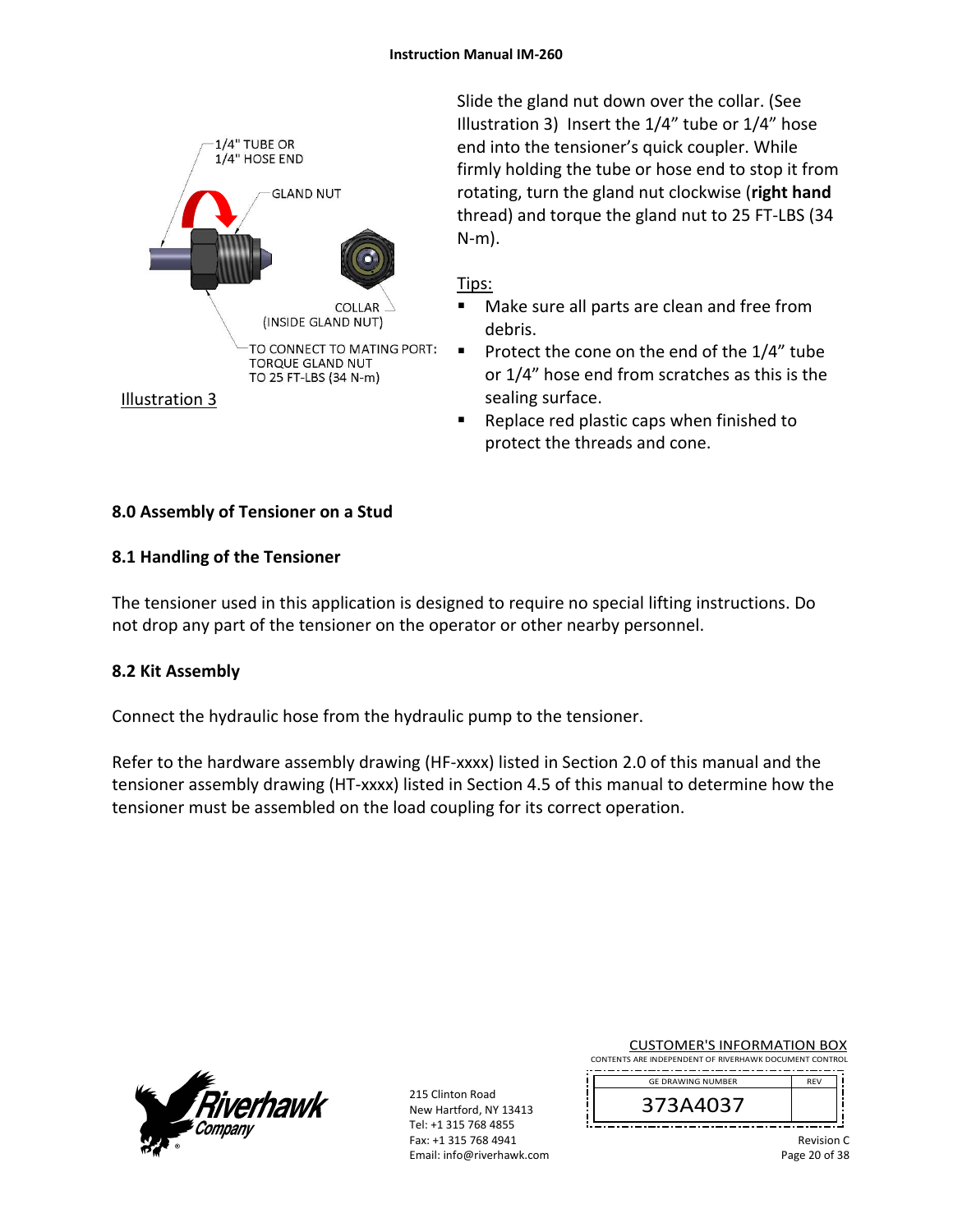1/4" TUBE OR
1/4" HOSE END

GLAND NUT

COLLAR
(INSIDE GLAND NUT)

TO CONNECT TO MATING PORT:
TORQUE GLAND NUT
TO 25 FT-LBS (34 N-m)

Illustration 3

Slide the gland nut down over the collar. (See Illustration 3) Insert the 1/4" tube or 1/4" hose end into the tensioner's quick coupler. While firmly holding the tube or hose end to stop it from rotating, turn the gland nut clockwise (**right hand** thread) and torque the gland nut to 25 FT-LBS (34 N-m).

Tips:

- Make sure all parts are clean and free from debris.
- Protect the cone on the end of the 1/4" tube or 1/4" hose end from scratches as this is the sealing surface.
- Replace red plastic caps when finished to protect the threads and cone.

## 8.0 Assembly of Tensioner on a Stud

### 8.1 Handling of the Tensioner

The tensioner used in this application is designed to require no special lifting instructions. Do not drop any part of the tensioner on the operator or other nearby personnel.

### 8.2 Kit Assembly

Connect the hydraulic hose from the hydraulic pump to the tensioner.

Refer to the hardware assembly drawing (HF-xxxx) listed in Section 2.0 of this manual and the tensioner assembly drawing (HT-xxxx) listed in Section 4.5 of this manual to determine how the tensioner must be assembled on the load coupling for its correct operation.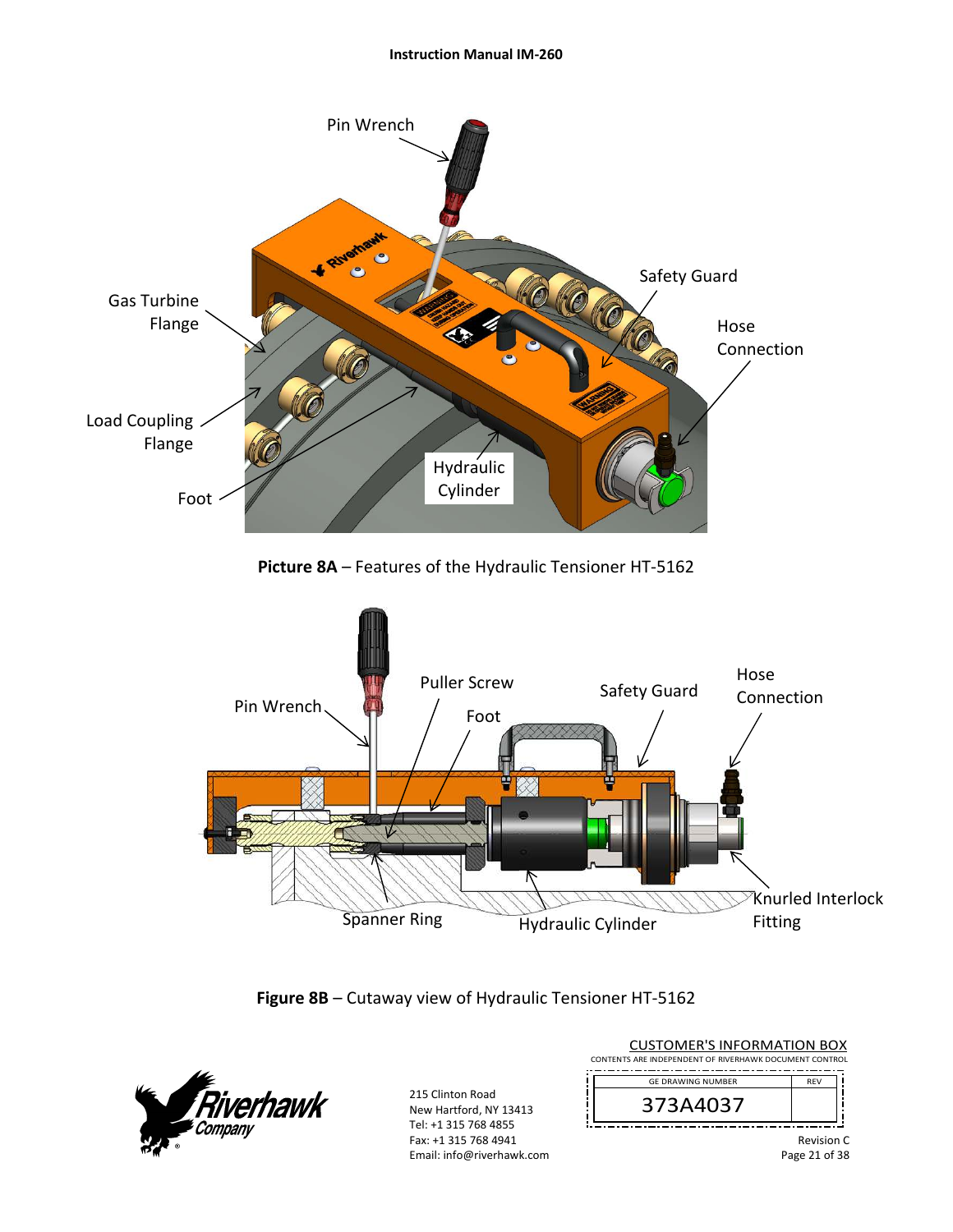**Picture 8A** – Features of the Hydraulic Tensioner HT-5162

**Figure 8B** – Cutaway view of Hydraulic Tensioner HT-5162

CUSTOMER'S INFORMATION BOX

CONTENTS ARE INDEPENDENT OF RIVERHAWK DOCUMENT CONTROL

| GE DRAWING NUMBER | REV |
|---|---|
| 373A4037 | |

215 Clinton Road
New Hartford, NY 13413
Tel: +1 315 768 4855
Fax: +1 315 768 4941
Email: info@riverhawk.com

Revision C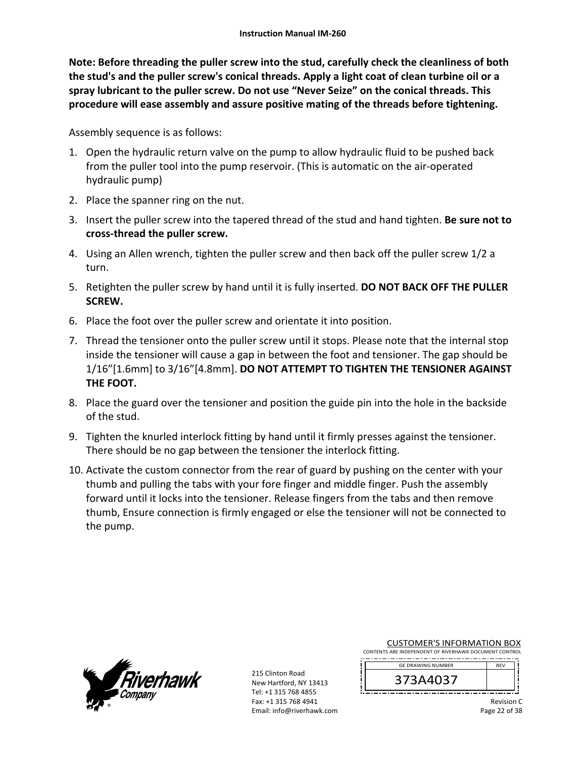**Note: Before threading the puller screw into the stud, carefully check the cleanliness of both the stud's and the puller screw's conical threads. Apply a light coat of clean turbine oil or a spray lubricant to the puller screw. Do not use "Never Seize" on the conical threads. This procedure will ease assembly and assure positive mating of the threads before tightening.**

Assembly sequence is as follows:

1. Open the hydraulic return valve on the pump to allow hydraulic fluid to be pushed back from the puller tool into the pump reservoir. (This is automatic on the air-operated hydraulic pump)
2. Place the spanner ring on the nut.
3. Insert the puller screw into the tapered thread of the stud and hand tighten. **Be sure not to cross-thread the puller screw.**
4. Using an Allen wrench, tighten the puller screw and then back off the puller screw 1/2 a turn.
5. Retighten the puller screw by hand until it is fully inserted. **DO NOT BACK OFF THE PULLER SCREW.**
6. Place the foot over the puller screw and orientate it into position.
7. Thread the tensioner onto the puller screw until it stops. Please note that the internal stop inside the tensioner will cause a gap in between the foot and tensioner. The gap should be 1/16"[1.6mm] to 3/16"[4.8mm]. **DO NOT ATTEMPT TO TIGHTEN THE TENSIONER AGAINST THE FOOT.**
8. Place the guard over the tensioner and position the guide pin into the hole in the backside of the stud.
9. Tighten the knurled interlock fitting by hand until it firmly presses against the tensioner. There should be no gap between the tensioner the interlock fitting.
10. Activate the custom connector from the rear of guard by pushing on the center with your thumb and pulling the tabs with your fore finger and middle finger. Push the assembly forward until it locks into the tensioner. Release fingers from the tabs and then remove thumb, Ensure connection is firmly engaged or else the tensioner will not be connected to the pump.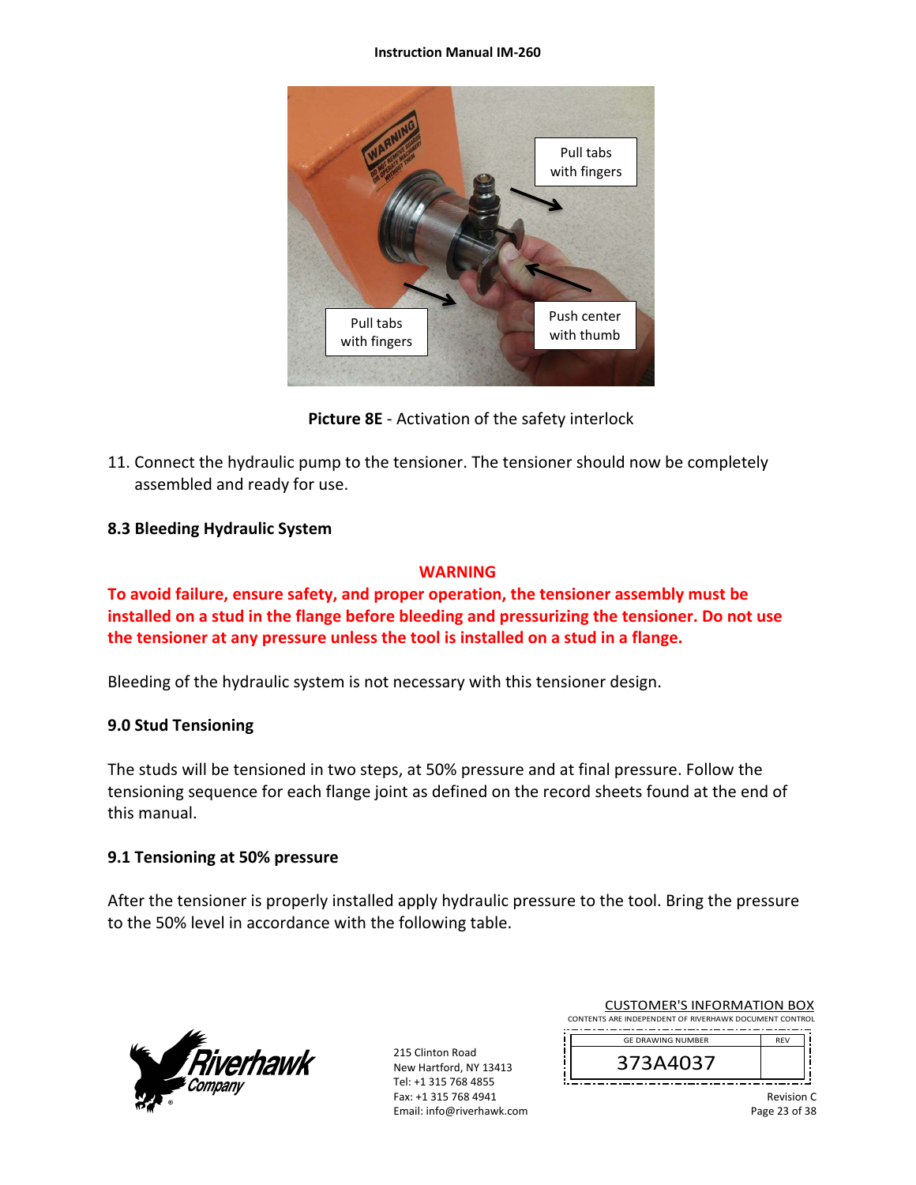**Picture 8E** - Activation of the safety interlock

11. Connect the hydraulic pump to the tensioner. The tensioner should now be completely assembled and ready for use.

### 8.3 Bleeding Hydraulic System

**WARNING**

**To avoid failure, ensure safety, and proper operation, the tensioner assembly must be installed on a stud in the flange before bleeding and pressurizing the tensioner. Do not use the tensioner at any pressure unless the tool is installed on a stud in a flange.**

Bleeding of the hydraulic system is not necessary with this tensioner design.

## 9.0 Stud Tensioning

The studs will be tensioned in two steps, at 50% pressure and at final pressure. Follow the tensioning sequence for each flange joint as defined on the record sheets found at the end of this manual.

### 9.1 Tensioning at 50% pressure

After the tensioner is properly installed apply hydraulic pressure to the tool. Bring the pressure to the 50% level in accordance with the following table.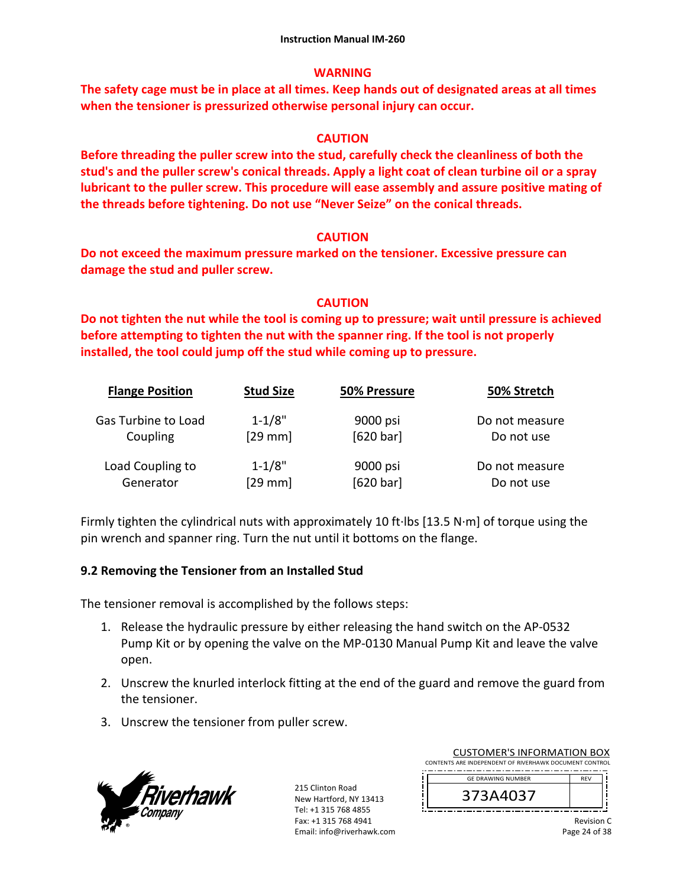**WARNING**

**The safety cage must be in place at all times. Keep hands out of designated areas at all times when the tensioner is pressurized otherwise personal injury can occur.**

**CAUTION**

**Before threading the puller screw into the stud, carefully check the cleanliness of both the stud's and the puller screw's conical threads. Apply a light coat of clean turbine oil or a spray lubricant to the puller screw. This procedure will ease assembly and assure positive mating of the threads before tightening. Do not use "Never Seize" on the conical threads.**

**CAUTION**

**Do not exceed the maximum pressure marked on the tensioner. Excessive pressure can damage the stud and puller screw.**

**CAUTION**

**Do not tighten the nut while the tool is coming up to pressure; wait until pressure is achieved before attempting to tighten the nut with the spanner ring. If the tool is not properly installed, the tool could jump off the stud while coming up to pressure.**

| Flange Position | Stud Size | 50% Pressure | 50% Stretch |
|---|---|---|---|
| Gas Turbine to Load Coupling | 1-1/8" [29 mm] | 9000 psi [620 bar] | Do not measure Do not use |
| Load Coupling to Generator | 1-1/8" [29 mm] | 9000 psi [620 bar] | Do not measure Do not use |

Firmly tighten the cylindrical nuts with approximately 10 ft·lbs [13.5 N·m] of torque using the pin wrench and spanner ring. Turn the nut until it bottoms on the flange.

### 9.2 Removing the Tensioner from an Installed Stud

The tensioner removal is accomplished by the follows steps:

1. Release the hydraulic pressure by either releasing the hand switch on the AP-0532 Pump Kit or by opening the valve on the MP-0130 Manual Pump Kit and leave the valve open.
2. Unscrew the knurled interlock fitting at the end of the guard and remove the guard from the tensioner.
3. Unscrew the tensioner from puller screw.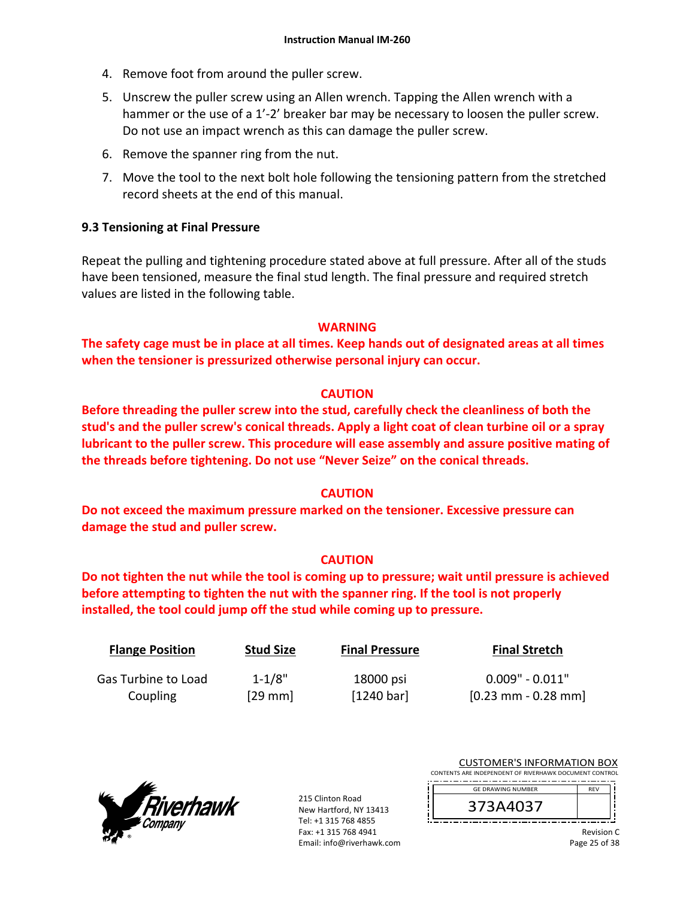4. Remove foot from around the puller screw.
5. Unscrew the puller screw using an Allen wrench. Tapping the Allen wrench with a hammer or the use of a 1'-2' breaker bar may be necessary to loosen the puller screw. Do not use an impact wrench as this can damage the puller screw.
6. Remove the spanner ring from the nut.
7. Move the tool to the next bolt hole following the tensioning pattern from the stretched record sheets at the end of this manual.

### 9.3 Tensioning at Final Pressure

Repeat the pulling and tightening procedure stated above at full pressure. After all of the studs have been tensioned, measure the final stud length. The final pressure and required stretch values are listed in the following table.

**WARNING**

**The safety cage must be in place at all times. Keep hands out of designated areas at all times when the tensioner is pressurized otherwise personal injury can occur.**

**CAUTION**

**Before threading the puller screw into the stud, carefully check the cleanliness of both the stud's and the puller screw's conical threads. Apply a light coat of clean turbine oil or a spray lubricant to the puller screw. This procedure will ease assembly and assure positive mating of the threads before tightening. Do not use "Never Seize" on the conical threads.**

**CAUTION**

**Do not exceed the maximum pressure marked on the tensioner. Excessive pressure can damage the stud and puller screw.**

**CAUTION**

**Do not tighten the nut while the tool is coming up to pressure; wait until pressure is achieved before attempting to tighten the nut with the spanner ring. If the tool is not properly installed, the tool could jump off the stud while coming up to pressure.**

| Flange Position | Stud Size | Final Pressure | Final Stretch |
|---|---|---|---|
| Gas Turbine to Load Coupling | 1-1/8" [29 mm] | 18000 psi [1240 bar] | 0.009" - 0.011" [0.23 mm - 0.28 mm] |

215 Clinton Road
New Hartford, NY 13413
Tel: +1 315 768 4855
Fax: +1 315 768 4941
Email: info@riverhawk.com

CUSTOMER'S INFORMATION BOX
CONTENTS ARE INDEPENDENT OF RIVERHAWK DOCUMENT CONTROL

| GE DRAWING NUMBER | REV |
|---|---|
| 373A4037 | |

Revision C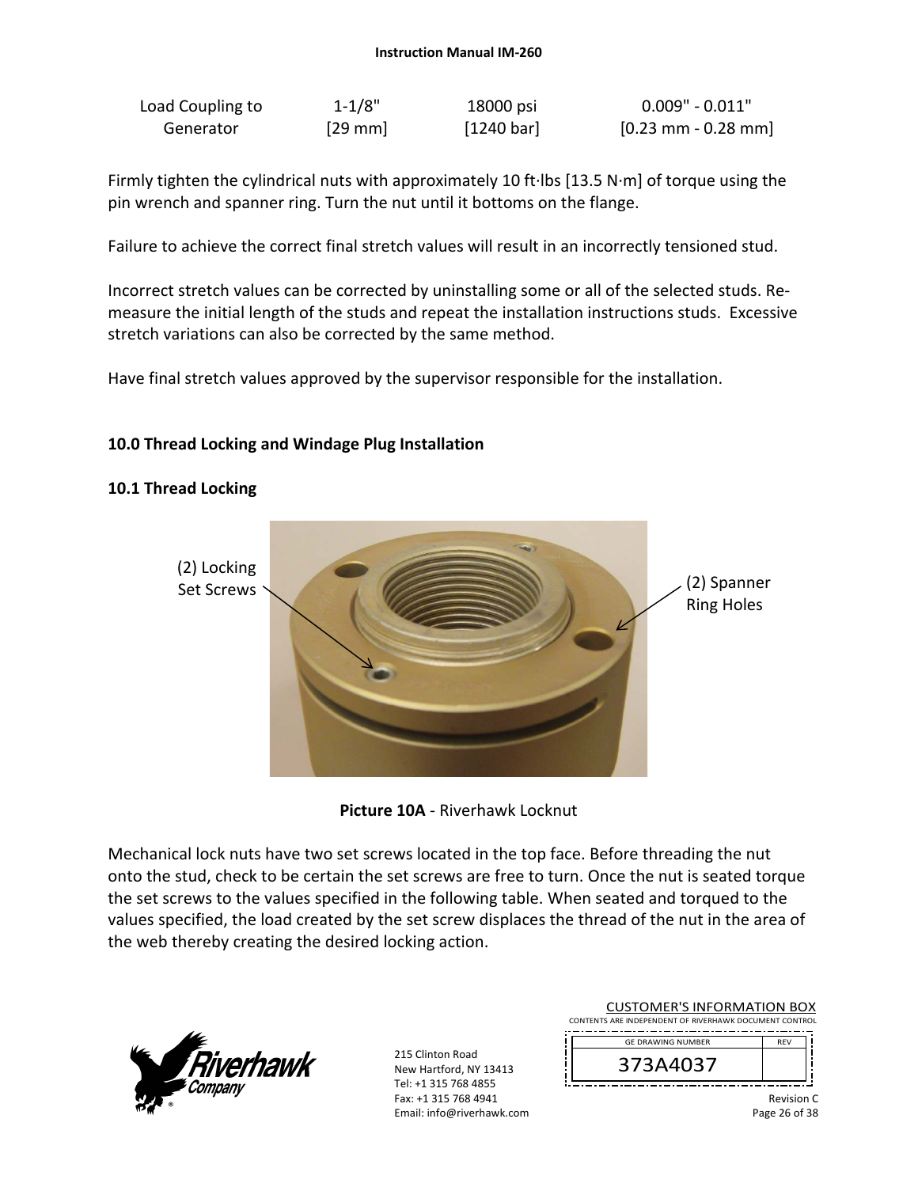| Load Coupling to Generator | 1-1/8" [29 mm] | 18000 psi [1240 bar] | 0.009" - 0.011" [0.23 mm - 0.28 mm] |
|---|---|---|---|

Firmly tighten the cylindrical nuts with approximately 10 ft·lbs [13.5 N·m] of torque using the pin wrench and spanner ring. Turn the nut until it bottoms on the flange.

Failure to achieve the correct final stretch values will result in an incorrectly tensioned stud.

Incorrect stretch values can be corrected by uninstalling some or all of the selected studs. Re-measure the initial length of the studs and repeat the installation instructions studs. Excessive stretch variations can also be corrected by the same method.

Have final stretch values approved by the supervisor responsible for the installation.

## 10.0 Thread Locking and Windage Plug Installation

### 10.1 Thread Locking

(2) Locking Set Screws

(2) Spanner Ring Holes

**Picture 10A** - Riverhawk Locknut

Mechanical lock nuts have two set screws located in the top face. Before threading the nut onto the stud, check to be certain the set screws are free to turn. Once the nut is seated torque the set screws to the values specified in the following table. When seated and torqued to the values specified, the load created by the set screw displaces the thread of the nut in the area of the web thereby creating the desired locking action.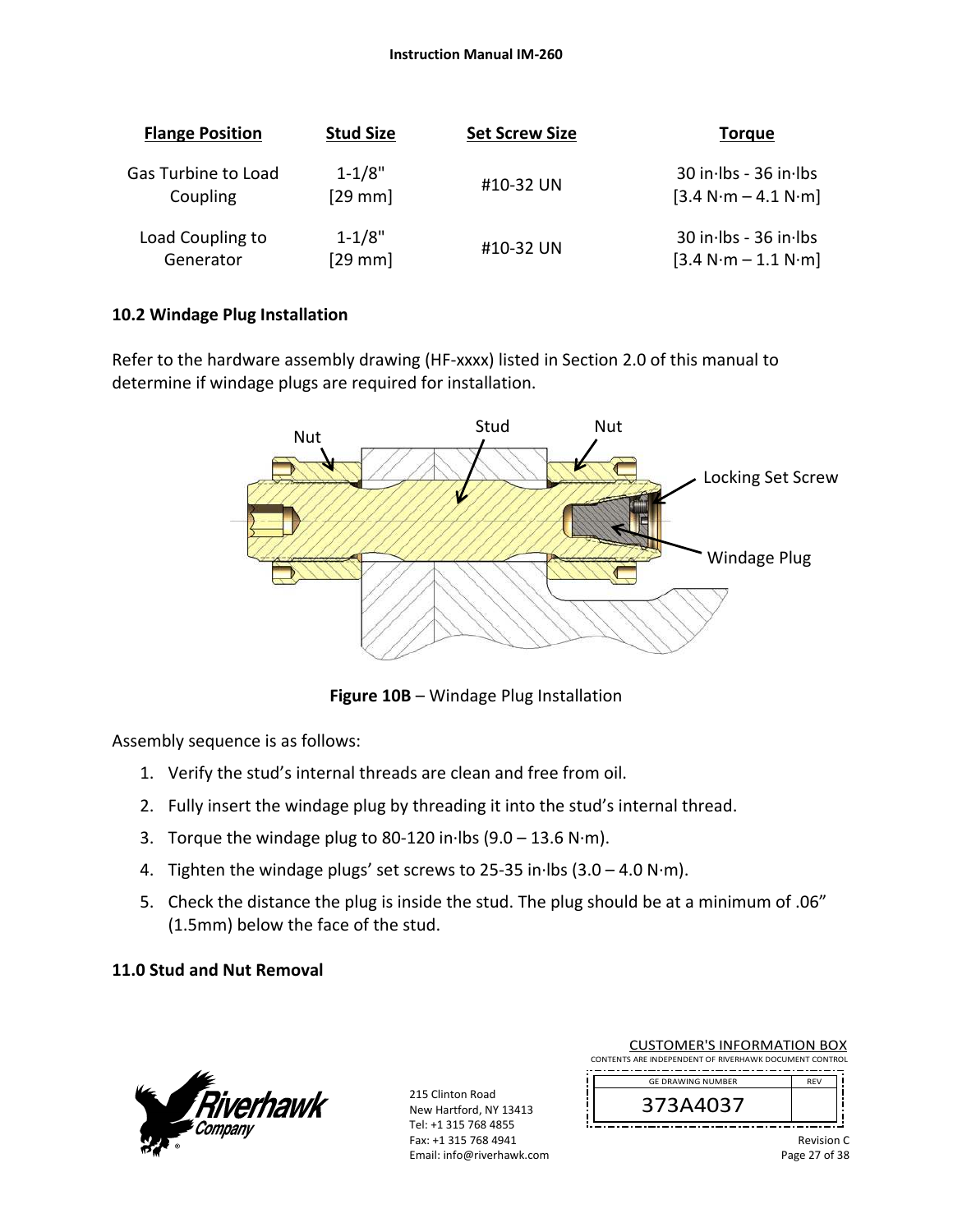| Flange Position | Stud Size | Set Screw Size | Torque |
|---|---|---|---|
| Gas Turbine to Load Coupling | 1-1/8" [29 mm] | #10-32 UN | 30 in·lbs - 36 in·lbs [3.4 N·m – 4.1 N·m] |
| Load Coupling to Generator | 1-1/8" [29 mm] | #10-32 UN | 30 in·lbs - 36 in·lbs [3.4 N·m – 1.1 N·m] |

## 10.2 Windage Plug Installation

Refer to the hardware assembly drawing (HF-xxxx) listed in Section 2.0 of this manual to determine if windage plugs are required for installation.

Nut | Stud | Nut | Locking Set Screw | Windage Plug

**Figure 10B** – Windage Plug Installation

Assembly sequence is as follows:

1. Verify the stud's internal threads are clean and free from oil.
2. Fully insert the windage plug by threading it into the stud's internal thread.
3. Torque the windage plug to 80-120 in·lbs (9.0 – 13.6 N·m).
4. Tighten the windage plugs' set screws to 25-35 in·lbs (3.0 – 4.0 N·m).
5. Check the distance the plug is inside the stud. The plug should be at a minimum of .06" (1.5mm) below the face of the stud.

## 11.0 Stud and Nut Removal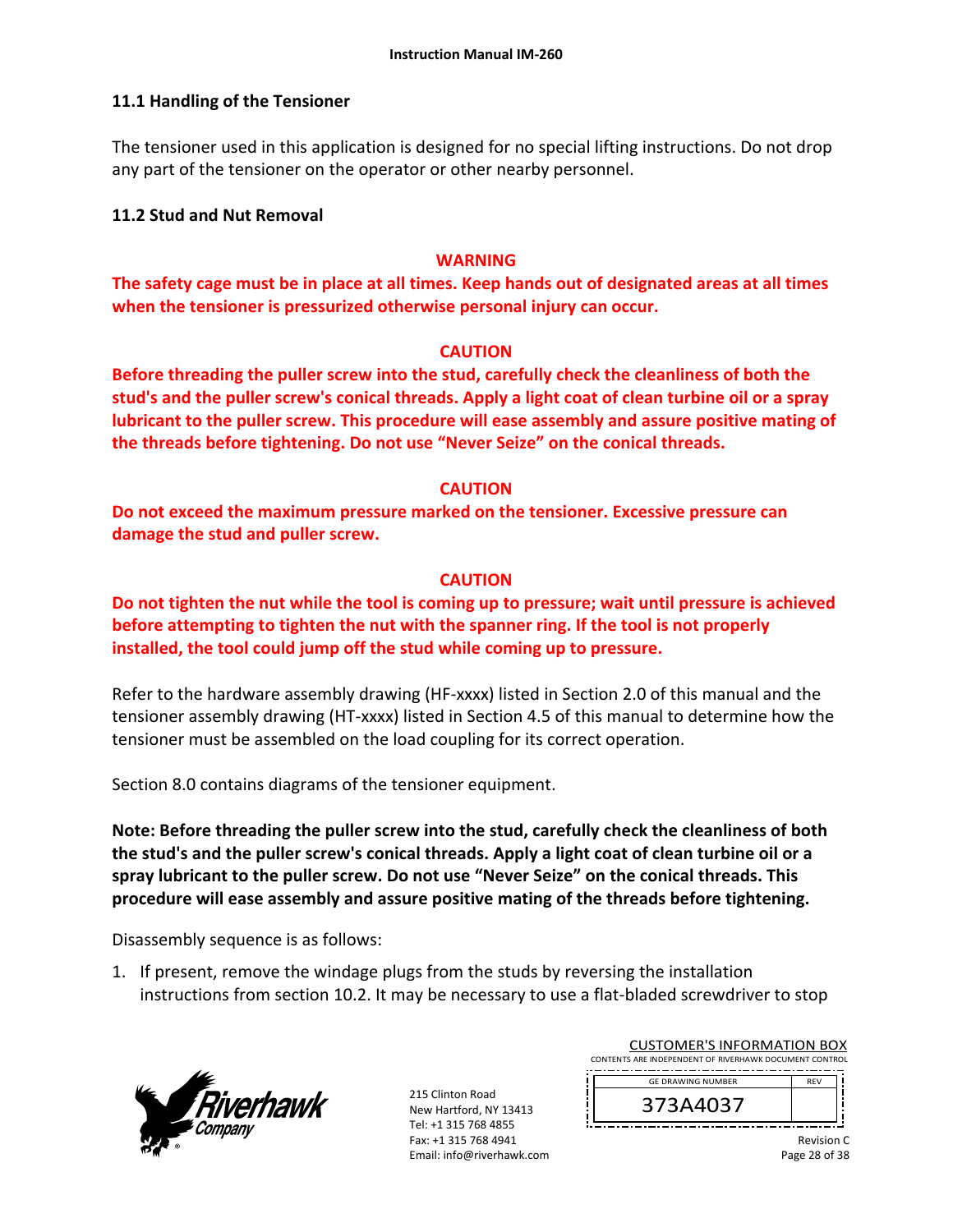### 11.1 Handling of the Tensioner

The tensioner used in this application is designed for no special lifting instructions. Do not drop any part of the tensioner on the operator or other nearby personnel.

### 11.2 Stud and Nut Removal

**WARNING**

**The safety cage must be in place at all times. Keep hands out of designated areas at all times when the tensioner is pressurized otherwise personal injury can occur.**

**CAUTION**

**Before threading the puller screw into the stud, carefully check the cleanliness of both the stud's and the puller screw's conical threads. Apply a light coat of clean turbine oil or a spray lubricant to the puller screw. This procedure will ease assembly and assure positive mating of the threads before tightening. Do not use "Never Seize" on the conical threads.**

**CAUTION**

**Do not exceed the maximum pressure marked on the tensioner. Excessive pressure can damage the stud and puller screw.**

**CAUTION**

**Do not tighten the nut while the tool is coming up to pressure; wait until pressure is achieved before attempting to tighten the nut with the spanner ring. If the tool is not properly installed, the tool could jump off the stud while coming up to pressure.**

Refer to the hardware assembly drawing (HF-xxxx) listed in Section 2.0 of this manual and the tensioner assembly drawing (HT-xxxx) listed in Section 4.5 of this manual to determine how the tensioner must be assembled on the load coupling for its correct operation.

Section 8.0 contains diagrams of the tensioner equipment.

**Note: Before threading the puller screw into the stud, carefully check the cleanliness of both the stud's and the puller screw's conical threads. Apply a light coat of clean turbine oil or a spray lubricant to the puller screw. Do not use "Never Seize" on the conical threads. This procedure will ease assembly and assure positive mating of the threads before tightening.**

Disassembly sequence is as follows:

1. If present, remove the windage plugs from the studs by reversing the installation instructions from section 10.2. It may be necessary to use a flat-bladed screwdriver to stop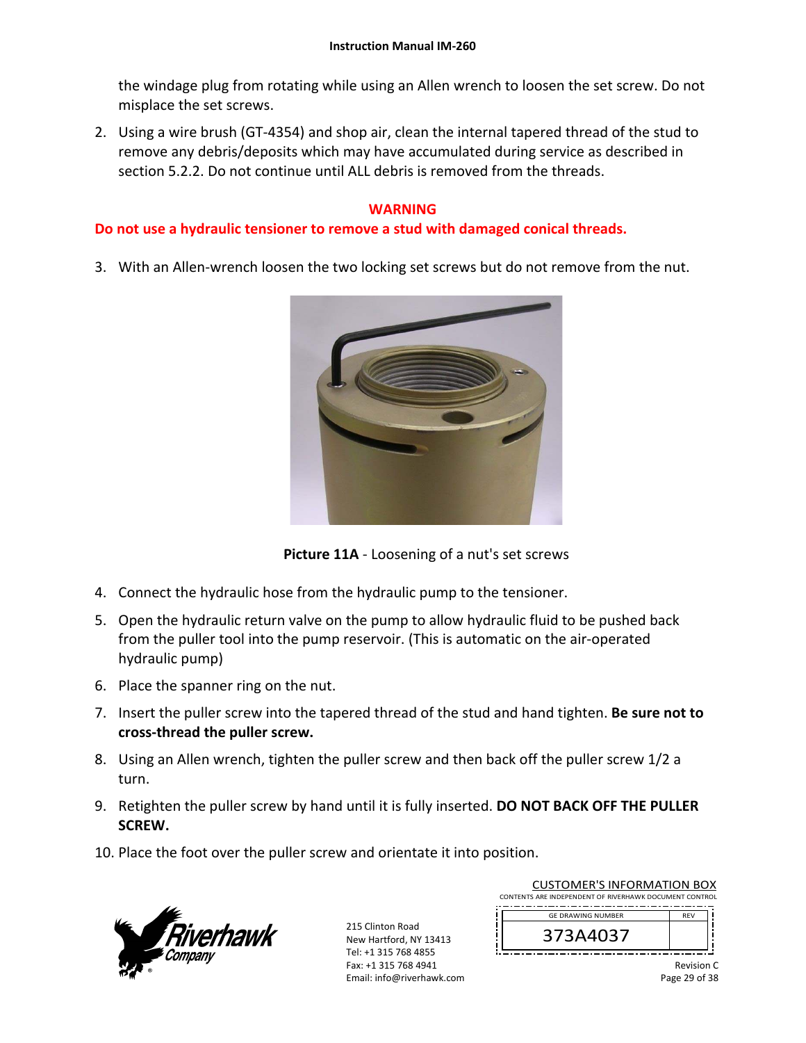the windage plug from rotating while using an Allen wrench to loosen the set screw. Do not misplace the set screws.

2. Using a wire brush (GT-4354) and shop air, clean the internal tapered thread of the stud to remove any debris/deposits which may have accumulated during service as described in section 5.2.2. Do not continue until ALL debris is removed from the threads.

**WARNING**

**Do not use a hydraulic tensioner to remove a stud with damaged conical threads.**

3. With an Allen-wrench loosen the two locking set screws but do not remove from the nut.

**Picture 11A** - Loosening of a nut's set screws

4. Connect the hydraulic hose from the hydraulic pump to the tensioner.
5. Open the hydraulic return valve on the pump to allow hydraulic fluid to be pushed back from the puller tool into the pump reservoir. (This is automatic on the air-operated hydraulic pump)
6. Place the spanner ring on the nut.
7. Insert the puller screw into the tapered thread of the stud and hand tighten. **Be sure not to cross-thread the puller screw.**
8. Using an Allen wrench, tighten the puller screw and then back off the puller screw 1/2 a turn.
9. Retighten the puller screw by hand until it is fully inserted. **DO NOT BACK OFF THE PULLER SCREW.**
10. Place the foot over the puller screw and orientate it into position.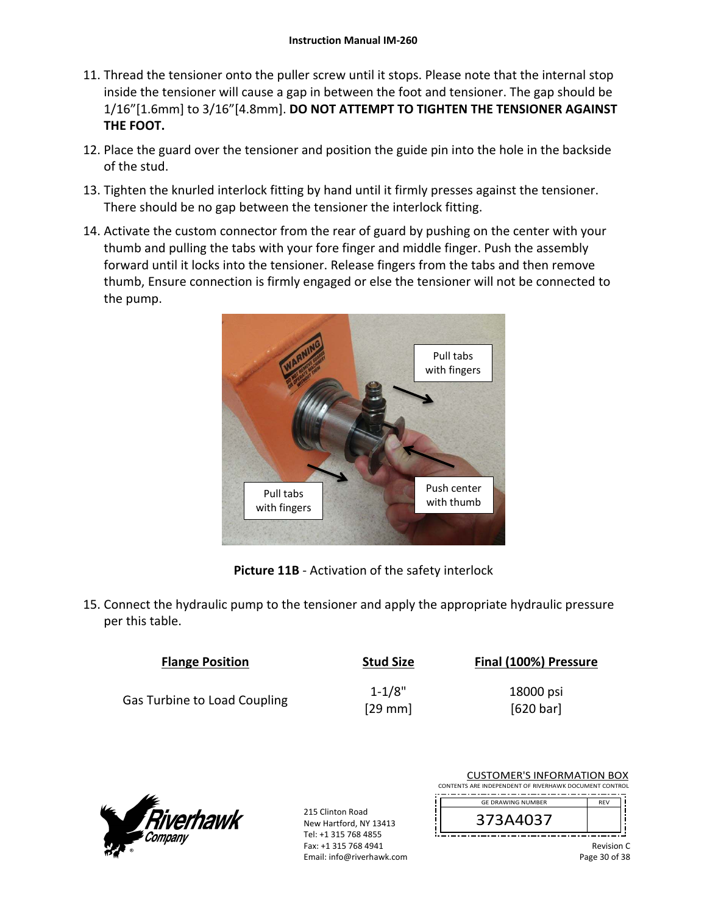11. Thread the tensioner onto the puller screw until it stops. Please note that the internal stop inside the tensioner will cause a gap in between the foot and tensioner. The gap should be 1/16"[1.6mm] to 3/16"[4.8mm]. **DO NOT ATTEMPT TO TIGHTEN THE TENSIONER AGAINST THE FOOT.**
12. Place the guard over the tensioner and position the guide pin into the hole in the backside of the stud.
13. Tighten the knurled interlock fitting by hand until it firmly presses against the tensioner. There should be no gap between the tensioner the interlock fitting.
14. Activate the custom connector from the rear of guard by pushing on the center with your thumb and pulling the tabs with your fore finger and middle finger. Push the assembly forward until it locks into the tensioner. Release fingers from the tabs and then remove thumb, Ensure connection is firmly engaged or else the tensioner will not be connected to the pump.

**Picture 11B** - Activation of the safety interlock

15. Connect the hydraulic pump to the tensioner and apply the appropriate hydraulic pressure per this table.

| Flange Position | Stud Size | Final (100%) Pressure |
|---|---|---|
| Gas Turbine to Load Coupling | 1-1/8" [29 mm] | 18000 psi [620 bar] |

Riverhawk Company
215 Clinton Road
New Hartford, NY 13413
Tel: +1 315 768 4855
Fax: +1 315 768 4941
Email: info@riverhawk.com

CUSTOMER'S INFORMATION BOX
CONTENTS ARE INDEPENDENT OF RIVERHAWK DOCUMENT CONTROL

| GE DRAWING NUMBER | REV |
|---|---|
| 373A4037 | |

Revision C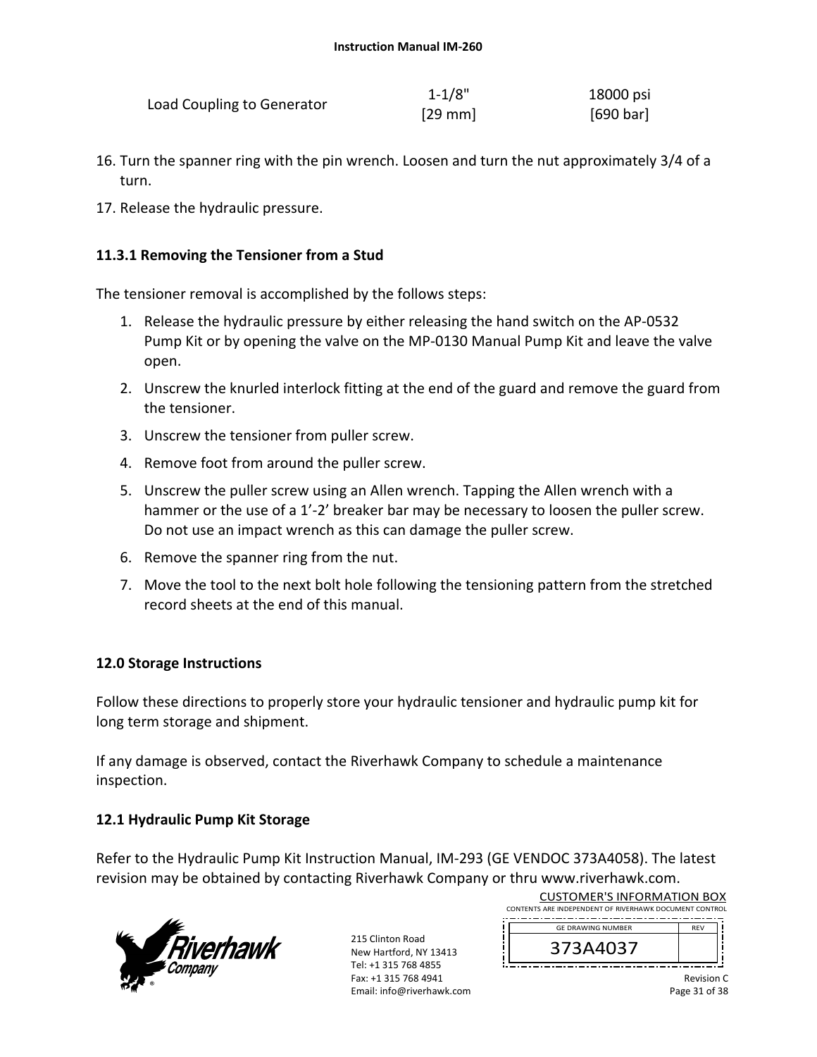| Load Coupling to Generator | 1-1/8" [29 mm] | 18000 psi [690 bar] |
|---|---|---|

16. Turn the spanner ring with the pin wrench. Loosen and turn the nut approximately 3/4 of a turn.
17. Release the hydraulic pressure.

### 11.3.1 Removing the Tensioner from a Stud

The tensioner removal is accomplished by the follows steps:

1. Release the hydraulic pressure by either releasing the hand switch on the AP-0532 Pump Kit or by opening the valve on the MP-0130 Manual Pump Kit and leave the valve open.
2. Unscrew the knurled interlock fitting at the end of the guard and remove the guard from the tensioner.
3. Unscrew the tensioner from puller screw.
4. Remove foot from around the puller screw.
5. Unscrew the puller screw using an Allen wrench. Tapping the Allen wrench with a hammer or the use of a 1'-2' breaker bar may be necessary to loosen the puller screw. Do not use an impact wrench as this can damage the puller screw.
6. Remove the spanner ring from the nut.
7. Move the tool to the next bolt hole following the tensioning pattern from the stretched record sheets at the end of this manual.

## 12.0 Storage Instructions

Follow these directions to properly store your hydraulic tensioner and hydraulic pump kit for long term storage and shipment.

If any damage is observed, contact the Riverhawk Company to schedule a maintenance inspection.

### 12.1 Hydraulic Pump Kit Storage

Refer to the Hydraulic Pump Kit Instruction Manual, IM-293 (GE VENDOC 373A4058). The latest revision may be obtained by contacting Riverhawk Company or thru www.riverhawk.com.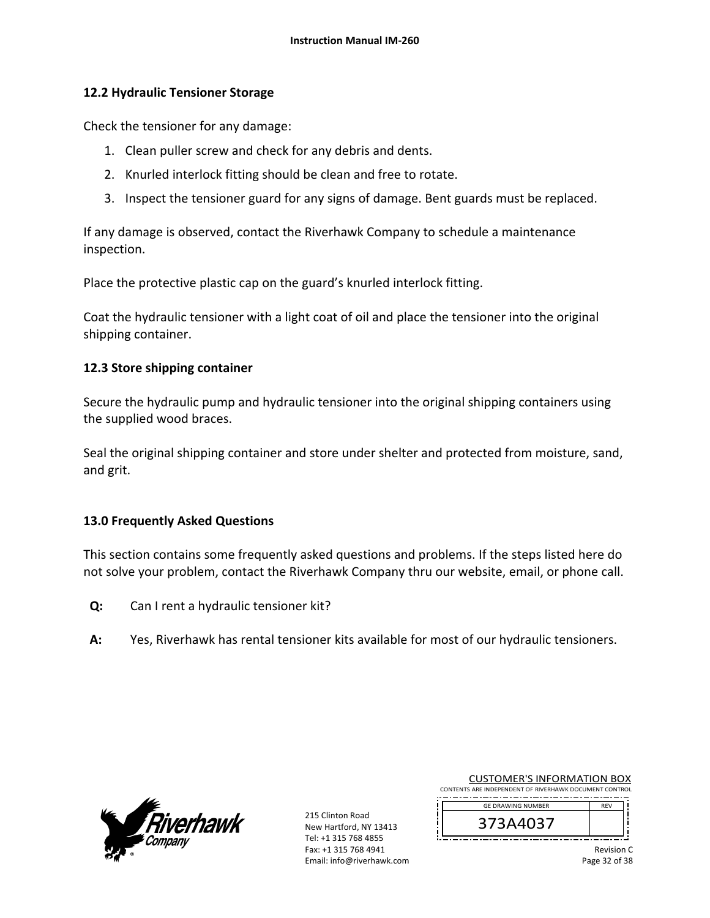## 12.2 Hydraulic Tensioner Storage

Check the tensioner for any damage:

1. Clean puller screw and check for any debris and dents.
2. Knurled interlock fitting should be clean and free to rotate.
3. Inspect the tensioner guard for any signs of damage. Bent guards must be replaced.

If any damage is observed, contact the Riverhawk Company to schedule a maintenance inspection.

Place the protective plastic cap on the guard's knurled interlock fitting.

Coat the hydraulic tensioner with a light coat of oil and place the tensioner into the original shipping container.

## 12.3 Store shipping container

Secure the hydraulic pump and hydraulic tensioner into the original shipping containers using the supplied wood braces.

Seal the original shipping container and store under shelter and protected from moisture, sand, and grit.

## 13.0 Frequently Asked Questions

This section contains some frequently asked questions and problems. If the steps listed here do not solve your problem, contact the Riverhawk Company thru our website, email, or phone call.

**Q:** Can I rent a hydraulic tensioner kit?

**A:** Yes, Riverhawk has rental tensioner kits available for most of our hydraulic tensioners.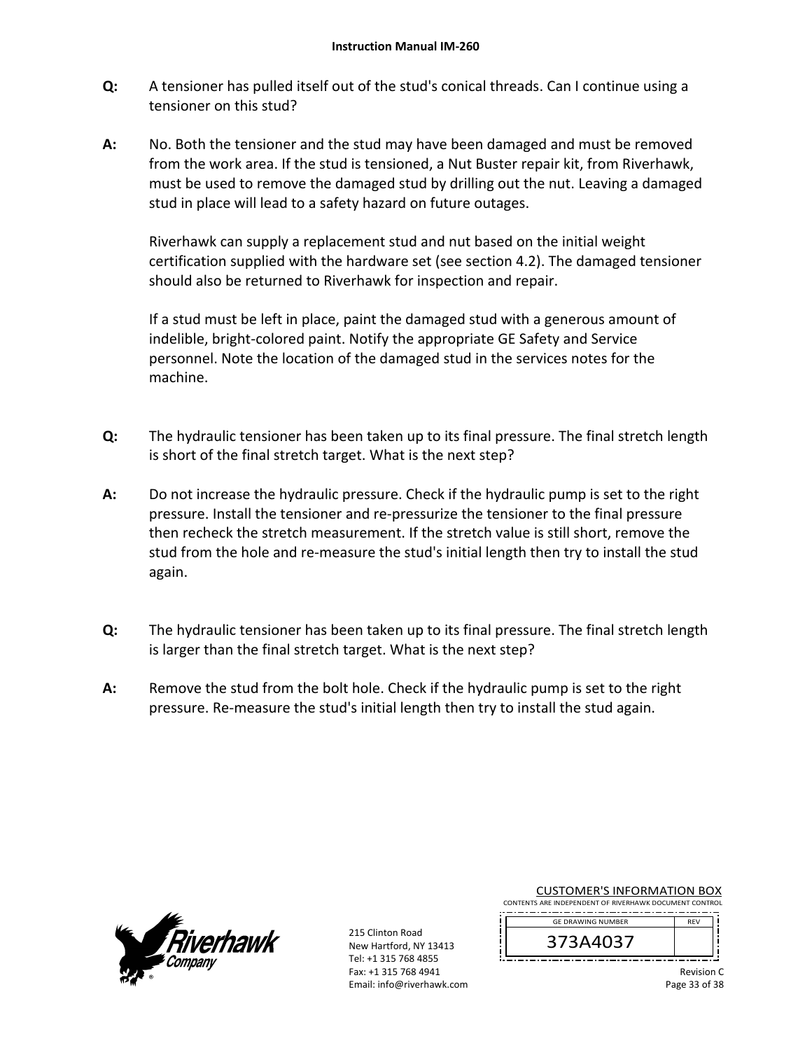**Q:** A tensioner has pulled itself out of the stud's conical threads. Can I continue using a tensioner on this stud?

**A:** No. Both the tensioner and the stud may have been damaged and must be removed from the work area. If the stud is tensioned, a Nut Buster repair kit, from Riverhawk, must be used to remove the damaged stud by drilling out the nut. Leaving a damaged stud in place will lead to a safety hazard on future outages.

Riverhawk can supply a replacement stud and nut based on the initial weight certification supplied with the hardware set (see section 4.2). The damaged tensioner should also be returned to Riverhawk for inspection and repair.

If a stud must be left in place, paint the damaged stud with a generous amount of indelible, bright-colored paint. Notify the appropriate GE Safety and Service personnel. Note the location of the damaged stud in the services notes for the machine.

**Q:** The hydraulic tensioner has been taken up to its final pressure. The final stretch length is short of the final stretch target. What is the next step?

**A:** Do not increase the hydraulic pressure. Check if the hydraulic pump is set to the right pressure. Install the tensioner and re-pressurize the tensioner to the final pressure then recheck the stretch measurement. If the stretch value is still short, remove the stud from the hole and re-measure the stud's initial length then try to install the stud again.

**Q:** The hydraulic tensioner has been taken up to its final pressure. The final stretch length is larger than the final stretch target. What is the next step?

**A:** Remove the stud from the bolt hole. Check if the hydraulic pump is set to the right pressure. Re-measure the stud's initial length then try to install the stud again.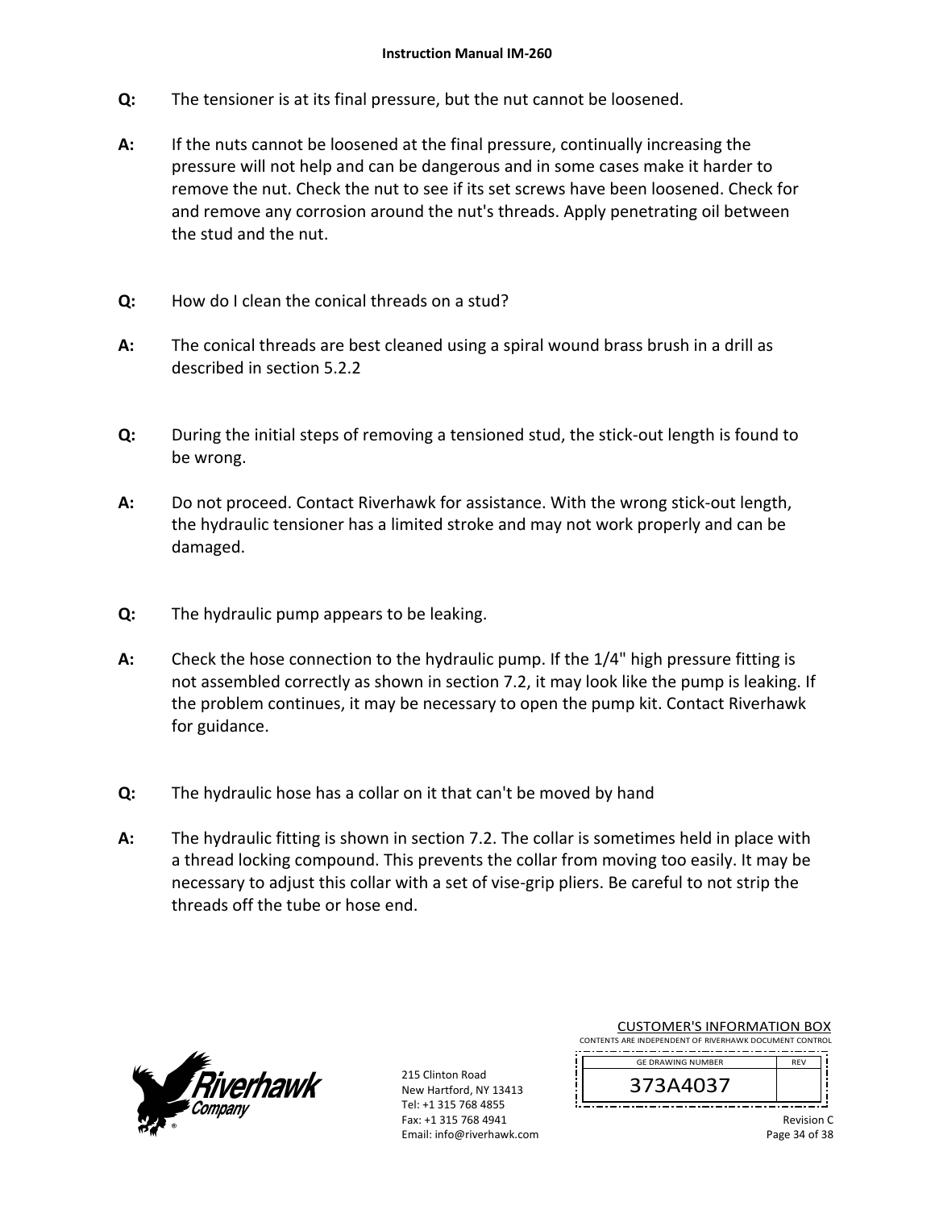**Q:** The tensioner is at its final pressure, but the nut cannot be loosened.

**A:** If the nuts cannot be loosened at the final pressure, continually increasing the pressure will not help and can be dangerous and in some cases make it harder to remove the nut. Check the nut to see if its set screws have been loosened. Check for and remove any corrosion around the nut's threads. Apply penetrating oil between the stud and the nut.

**Q:** How do I clean the conical threads on a stud?

**A:** The conical threads are best cleaned using a spiral wound brass brush in a drill as described in section 5.2.2

**Q:** During the initial steps of removing a tensioned stud, the stick-out length is found to be wrong.

**A:** Do not proceed. Contact Riverhawk for assistance. With the wrong stick-out length, the hydraulic tensioner has a limited stroke and may not work properly and can be damaged.

**Q:** The hydraulic pump appears to be leaking.

**A:** Check the hose connection to the hydraulic pump. If the 1/4" high pressure fitting is not assembled correctly as shown in section 7.2, it may look like the pump is leaking. If the problem continues, it may be necessary to open the pump kit. Contact Riverhawk for guidance.

**Q:** The hydraulic hose has a collar on it that can't be moved by hand

**A:** The hydraulic fitting is shown in section 7.2. The collar is sometimes held in place with a thread locking compound. This prevents the collar from moving too easily. It may be necessary to adjust this collar with a set of vise-grip pliers. Be careful to not strip the threads off the tube or hose end.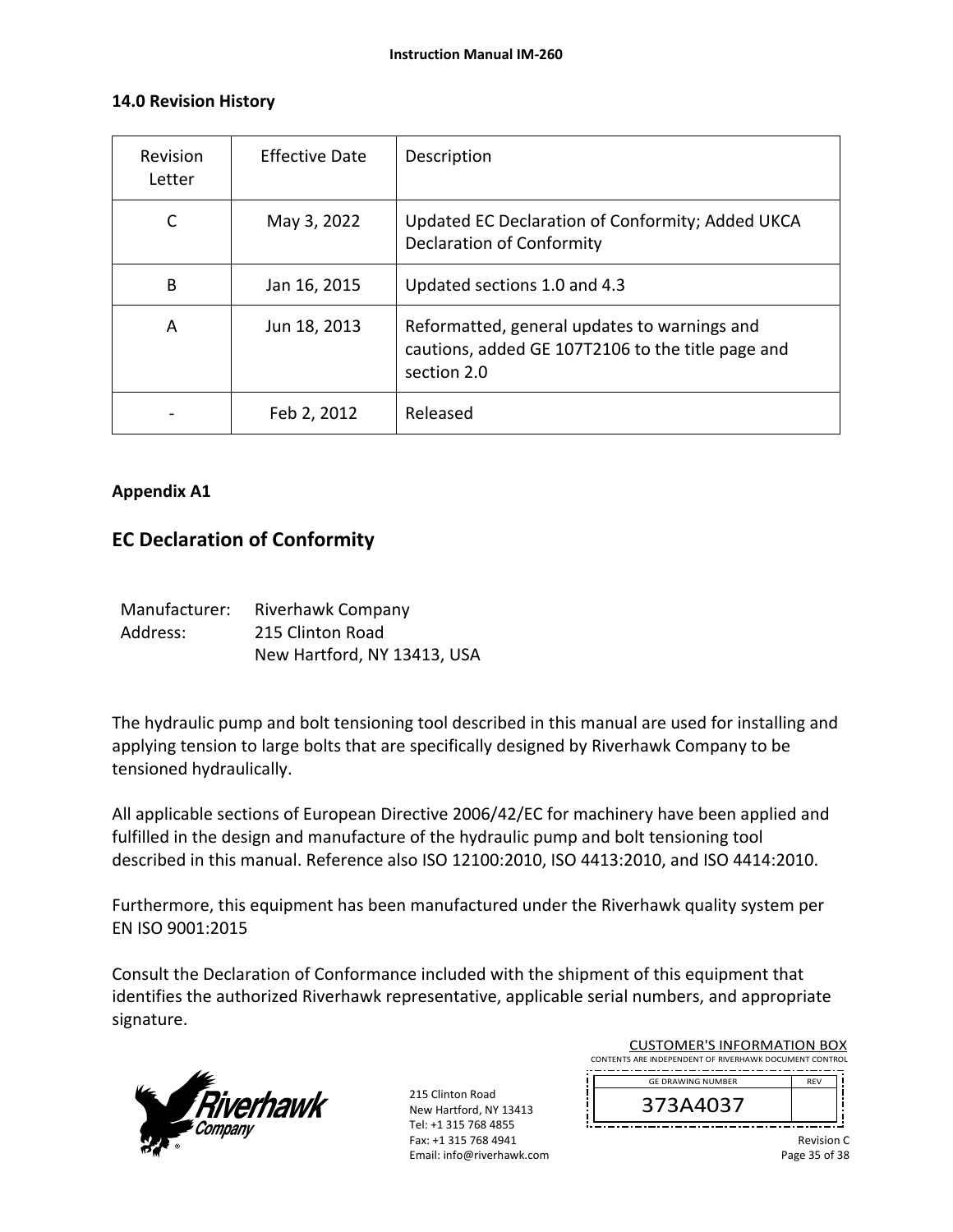## 14.0 Revision History

| Revision Letter | Effective Date | Description |
|---|---|---|
| C | May 3, 2022 | Updated EC Declaration of Conformity; Added UKCA Declaration of Conformity |
| B | Jan 16, 2015 | Updated sections 1.0 and 4.3 |
| A | Jun 18, 2013 | Reformatted, general updates to warnings and cautions, added GE 107T2106 to the title page and section 2.0 |
| - | Feb 2, 2012 | Released |

**Appendix A1**

## EC Declaration of Conformity

Manufacturer: Riverhawk Company
Address: 215 Clinton Road
New Hartford, NY 13413, USA

The hydraulic pump and bolt tensioning tool described in this manual are used for installing and applying tension to large bolts that are specifically designed by Riverhawk Company to be tensioned hydraulically.

All applicable sections of European Directive 2006/42/EC for machinery have been applied and fulfilled in the design and manufacture of the hydraulic pump and bolt tensioning tool described in this manual. Reference also ISO 12100:2010, ISO 4413:2010, and ISO 4414:2010.

Furthermore, this equipment has been manufactured under the Riverhawk quality system per EN ISO 9001:2015

Consult the Declaration of Conformance included with the shipment of this equipment that identifies the authorized Riverhawk representative, applicable serial numbers, and appropriate signature.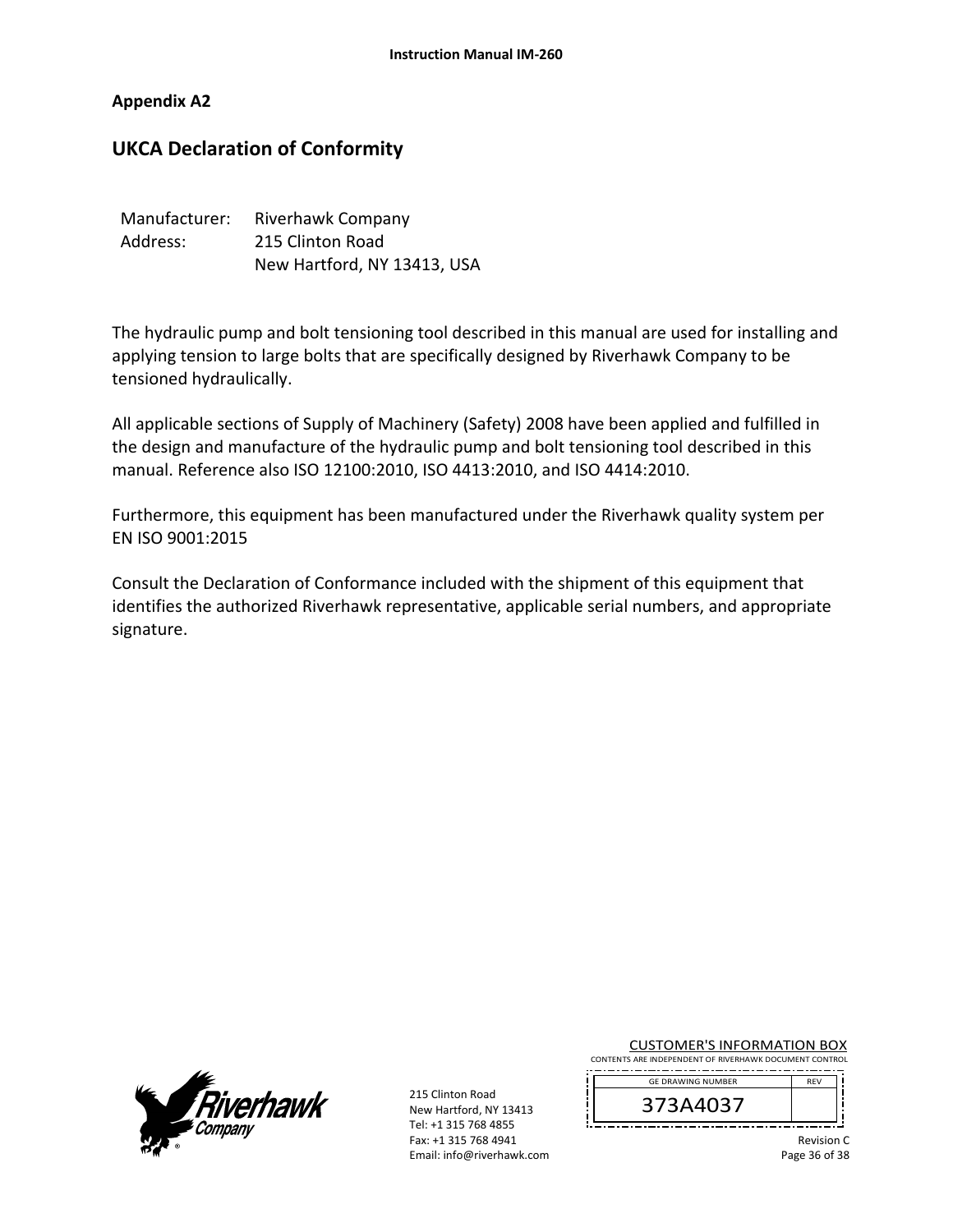**Appendix A2**

## UKCA Declaration of Conformity

Manufacturer: Riverhawk Company
Address: 215 Clinton Road
New Hartford, NY 13413, USA

The hydraulic pump and bolt tensioning tool described in this manual are used for installing and applying tension to large bolts that are specifically designed by Riverhawk Company to be tensioned hydraulically.

All applicable sections of Supply of Machinery (Safety) 2008 have been applied and fulfilled in the design and manufacture of the hydraulic pump and bolt tensioning tool described in this manual. Reference also ISO 12100:2010, ISO 4413:2010, and ISO 4414:2010.

Furthermore, this equipment has been manufactured under the Riverhawk quality system per EN ISO 9001:2015

Consult the Declaration of Conformance included with the shipment of this equipment that identifies the authorized Riverhawk representative, applicable serial numbers, and appropriate signature.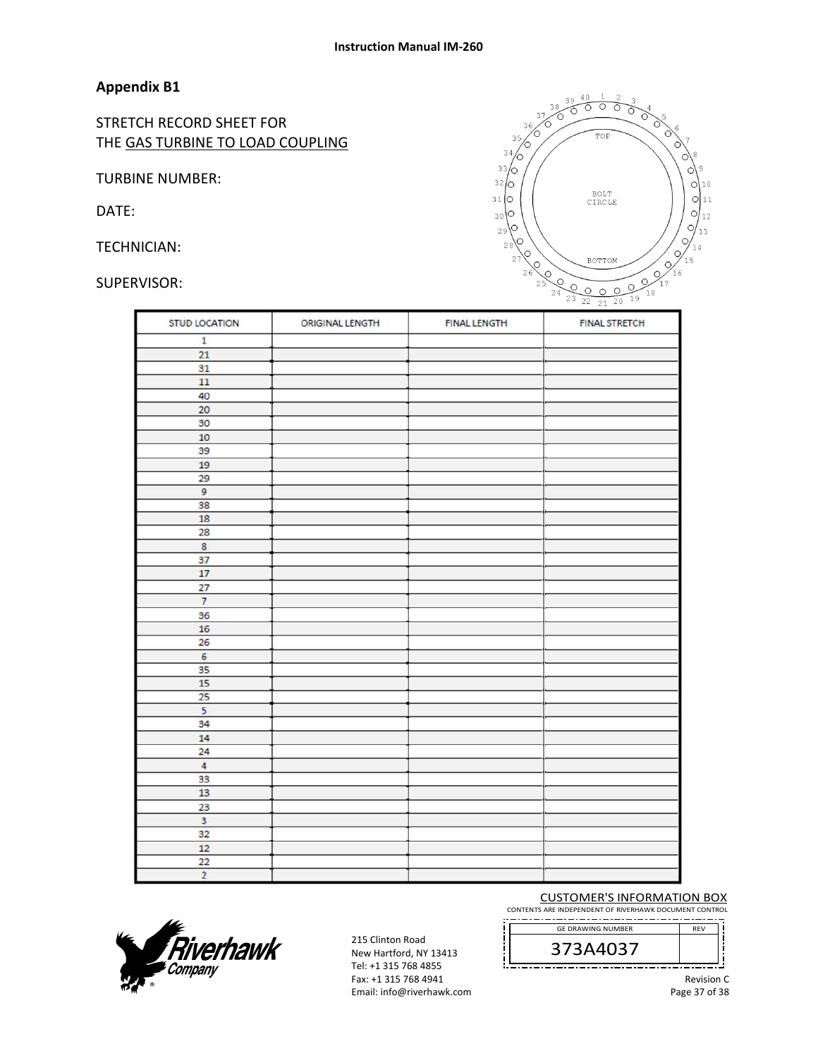## Appendix B1

STRETCH RECORD SHEET FOR
THE GAS TURBINE TO LOAD COUPLING

TURBINE NUMBER:

DATE:

TECHNICIAN:

SUPERVISOR:

| STUD LOCATION | ORIGINAL LENGTH | FINAL LENGTH | FINAL STRETCH |
|---|---|---|---|
| 1 | | | |
| 21 | | | |
| 31 | | | |
| 11 | | | |
| 40 | | | |
| 20 | | | |
| 30 | | | |
| 10 | | | |
| 39 | | | |
| 19 | | | |
| 29 | | | |
| 9 | | | |
| 38 | | | |
| 18 | | | |
| 28 | | | |
| 8 | | | |
| 37 | | | |
| 17 | | | |
| 27 | | | |
| 7 | | | |
| 36 | | | |
| 16 | | | |
| 26 | | | |
| 6 | | | |
| 35 | | | |
| 15 | | | |
| 25 | | | |
| 5 | | | |
| 34 | | | |
| 14 | | | |
| 24 | | | |
| 4 | | | |
| 33 | | | |
| 13 | | | |
| 23 | | | |
| 3 | | | |
| 32 | | | |
| 12 | | | |
| 22 | | | |
| 2 | | | |

215 Clinton Road
New Hartford, NY 13413
Tel: +1 315 768 4855
Fax: +1 315 768 4941
Email: info@riverhawk.com

CUSTOMER'S INFORMATION BOX
CONTENTS ARE INDEPENDENT OF RIVERHAWK DOCUMENT CONTROL

| GE DRAWING NUMBER | REV |
|---|---|
| 373A4037 | |

Revision C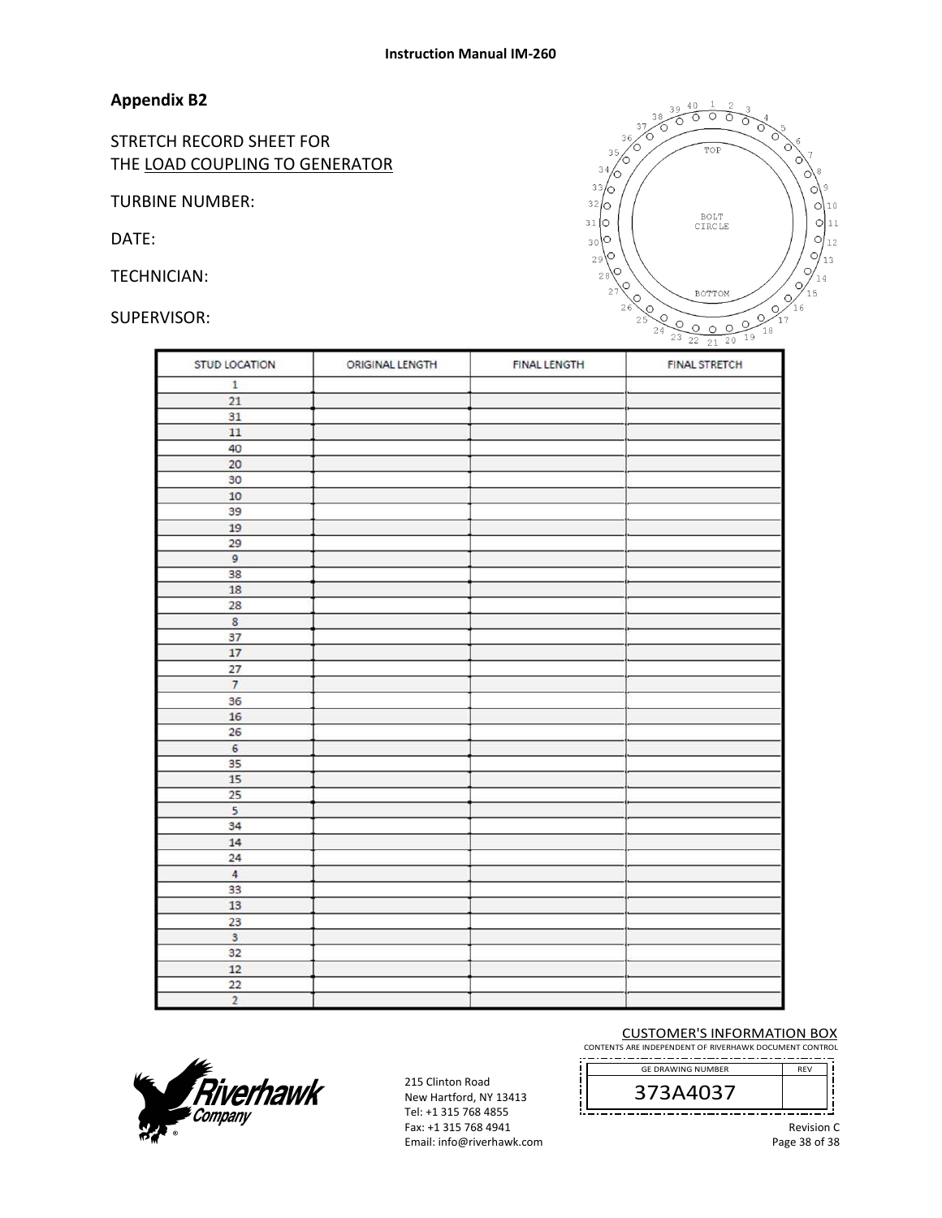## Appendix B2

STRETCH RECORD SHEET FOR
THE LOAD COUPLING TO GENERATOR

TURBINE NUMBER:

DATE:

TECHNICIAN:

SUPERVISOR:

39 40 1 2 3 4 5 6 7 8 9 10 11 12 13 14 15 16 17 18 19 20 21 22 23 24 25 26 27 28 29 30 31 32 33 34 35 36 37 38

TOP

BOLT CIRCLE

BOTTOM

| STUD LOCATION | ORIGINAL LENGTH | FINAL LENGTH | FINAL STRETCH |
|---|---|---|---|
| 1 | | | |
| 21 | | | |
| 31 | | | |
| 11 | | | |
| 40 | | | |
| 20 | | | |
| 30 | | | |
| 10 | | | |
| 39 | | | |
| 19 | | | |
| 29 | | | |
| 9 | | | |
| 38 | | | |
| 18 | | | |
| 28 | | | |
| 8 | | | |
| 37 | | | |
| 17 | | | |
| 27 | | | |
| 7 | | | |
| 36 | | | |
| 16 | | | |
| 26 | | | |
| 6 | | | |
| 35 | | | |
| 15 | | | |
| 25 | | | |
| 5 | | | |
| 34 | | | |
| 14 | | | |
| 24 | | | |
| 4 | | | |
| 33 | | | |
| 13 | | | |
| 23 | | | |
| 3 | | | |
| 32 | | | |
| 12 | | | |
| 22 | | | |
| 2 | | | |

215 Clinton Road
New Hartford, NY 13413
Tel: +1 315 768 4855
Fax: +1 315 768 4941
Email: info@riverhawk.com

CUSTOMER'S INFORMATION BOX
CONTENTS ARE INDEPENDENT OF RIVERHAWK DOCUMENT CONTROL

| GE DRAWING NUMBER | REV |
|---|---|
| 373A4037 | |

Revision C